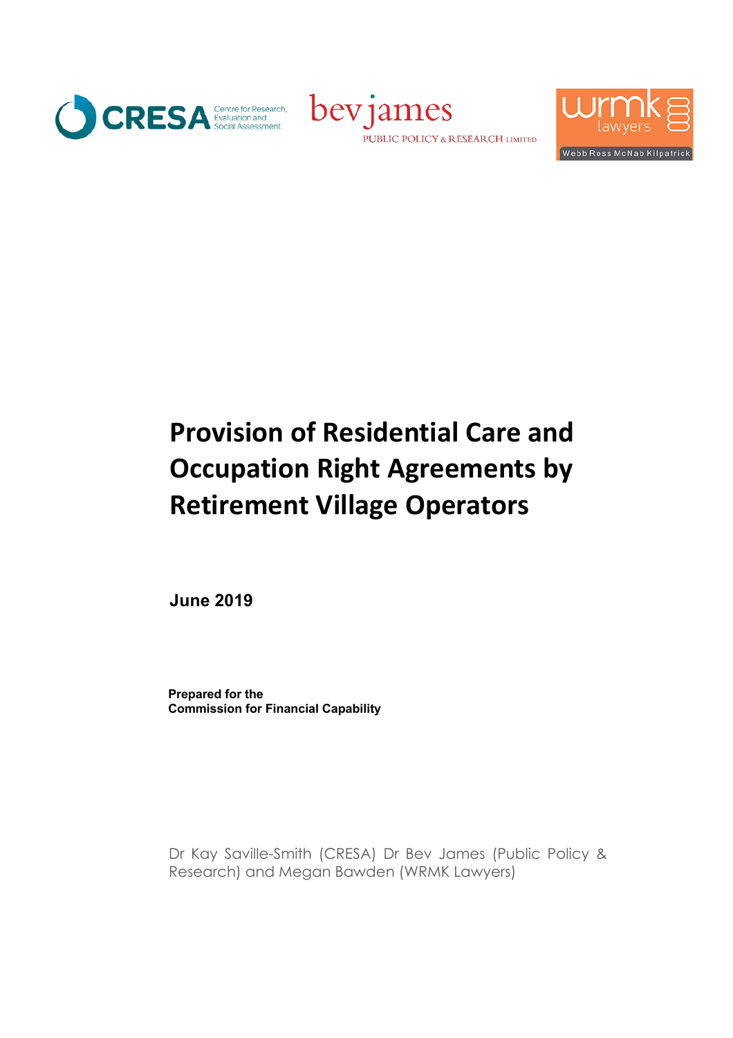CRESA Centre for Research, Evaluation and Social Assessment

bev james PUBLIC POLICY & RESEARCH LIMITED

wrmk lawyers Webb Ross McNab Kilpatrick

# Provision of Residential Care and Occupation Right Agreements by Retirement Village Operators

**June 2019**

**Prepared for the**
**Commission for Financial Capability**

Dr Kay Saville-Smith (CRESA) Dr Bev James (Public Policy & Research) and Megan Bawden (WRMK Lawyers)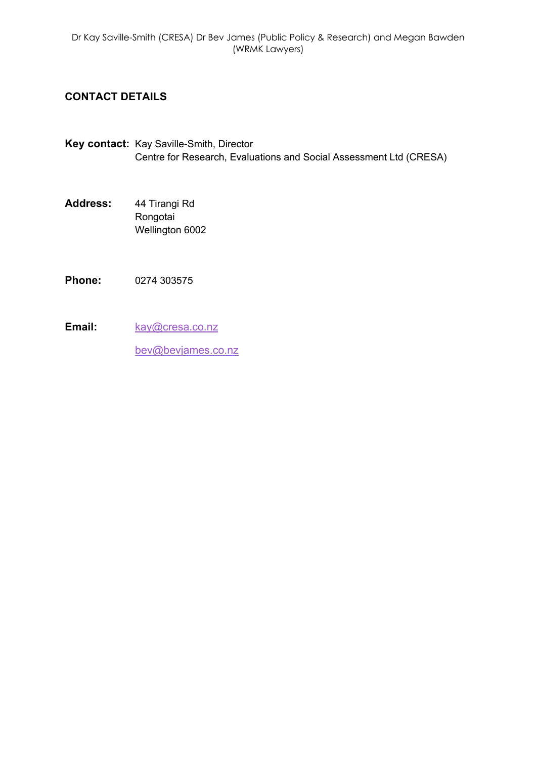Dr Kay Saville-Smith (CRESA) Dr Bev James (Public Policy & Research) and Megan Bawden (WRMK Lawyers)

## CONTACT DETAILS

**Key contact:** Kay Saville-Smith, Director
Centre for Research, Evaluations and Social Assessment Ltd (CRESA)

**Address:** 44 Tirangi Rd
Rongotai
Wellington 6002

**Phone:** 0274 303575

**Email:** kay@cresa.co.nz

bev@bevjames.co.nz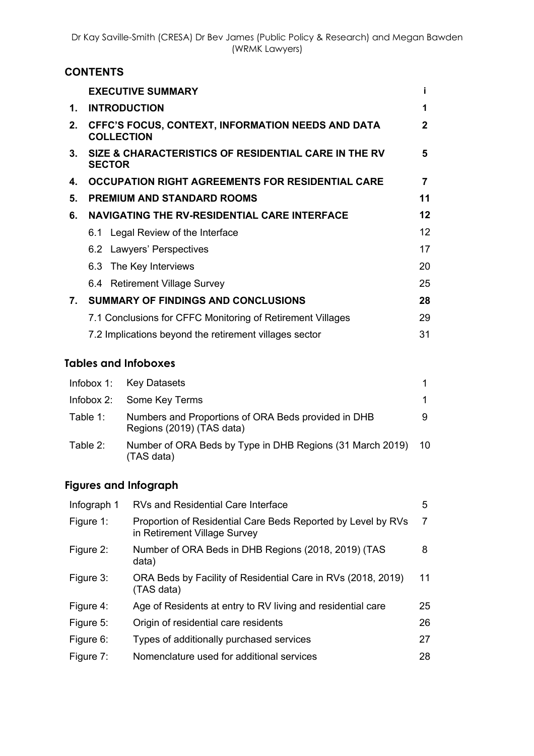## CONTENTS

| | | |
|---|---|---|
| | **EXECUTIVE SUMMARY** | **i** |
| **1.** | **INTRODUCTION** | **1** |
| **2.** | **CFFC'S FOCUS, CONTEXT, INFORMATION NEEDS AND DATA COLLECTION** | **2** |
| **3.** | **SIZE & CHARACTERISTICS OF RESIDENTIAL CARE IN THE RV SECTOR** | **5** |
| **4.** | **OCCUPATION RIGHT AGREEMENTS FOR RESIDENTIAL CARE** | **7** |
| **5.** | **PREMIUM AND STANDARD ROOMS** | **11** |
| **6.** | **NAVIGATING THE RV-RESIDENTIAL CARE INTERFACE** | **12** |
| | 6.1 Legal Review of the Interface | 12 |
| | 6.2 Lawyers' Perspectives | 17 |
| | 6.3 The Key Interviews | 20 |
| | 6.4 Retirement Village Survey | 25 |
| **7.** | **SUMMARY OF FINDINGS AND CONCLUSIONS** | **28** |
| | 7.1 Conclusions for CFFC Monitoring of Retirement Villages | 29 |
| | 7.2 Implications beyond the retirement villages sector | 31 |

### Tables and Infoboxes

| | | |
|---|---|---|
| Infobox 1: | Key Datasets | 1 |
| Infobox 2: | Some Key Terms | 1 |
| Table 1: | Numbers and Proportions of ORA Beds provided in DHB Regions (2019) (TAS data) | 9 |
| Table 2: | Number of ORA Beds by Type in DHB Regions (31 March 2019) (TAS data) | 10 |

### Figures and Infograph

| | | |
|---|---|---|
| Infograph 1 | RVs and Residential Care Interface | 5 |
| Figure 1: | Proportion of Residential Care Beds Reported by Level by RVs in Retirement Village Survey | 7 |
| Figure 2: | Number of ORA Beds in DHB Regions (2018, 2019) (TAS data) | 8 |
| Figure 3: | ORA Beds by Facility of Residential Care in RVs (2018, 2019) (TAS data) | 11 |
| Figure 4: | Age of Residents at entry to RV living and residential care | 25 |
| Figure 5: | Origin of residential care residents | 26 |
| Figure 6: | Types of additionally purchased services | 27 |
| Figure 7: | Nomenclature used for additional services | 28 |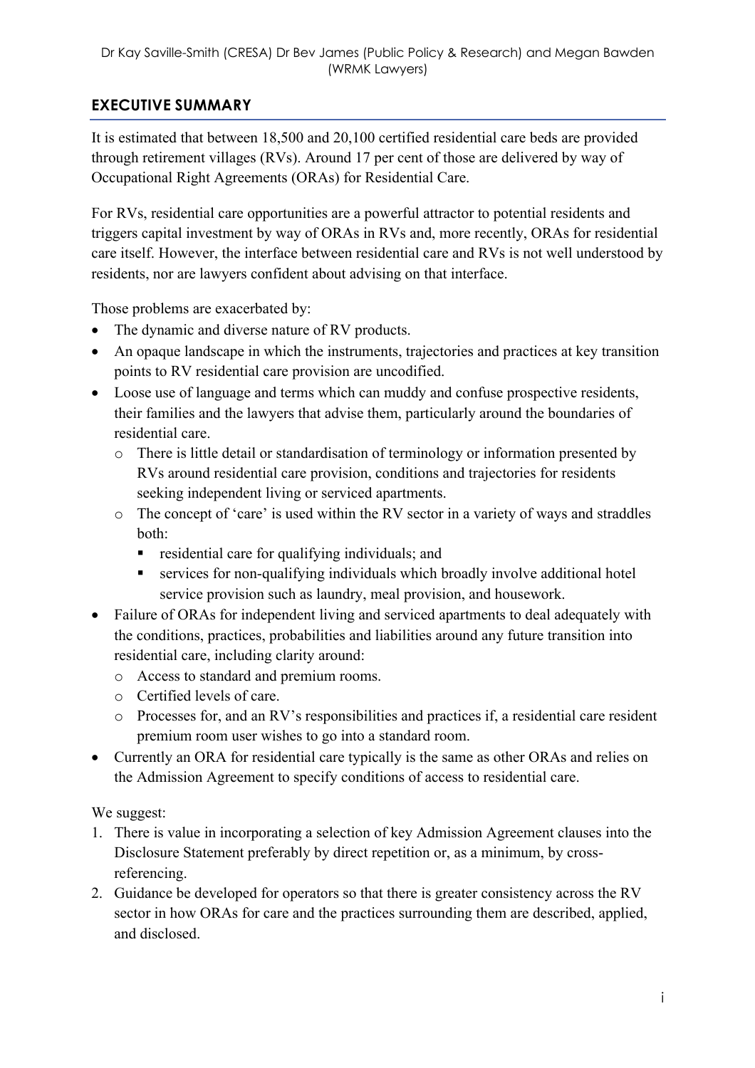## EXECUTIVE SUMMARY

It is estimated that between 18,500 and 20,100 certified residential care beds are provided through retirement villages (RVs). Around 17 per cent of those are delivered by way of Occupational Right Agreements (ORAs) for Residential Care.

For RVs, residential care opportunities are a powerful attractor to potential residents and triggers capital investment by way of ORAs in RVs and, more recently, ORAs for residential care itself. However, the interface between residential care and RVs is not well understood by residents, nor are lawyers confident about advising on that interface.

Those problems are exacerbated by:

- The dynamic and diverse nature of RV products.
- An opaque landscape in which the instruments, trajectories and practices at key transition points to RV residential care provision are uncodified.
- Loose use of language and terms which can muddy and confuse prospective residents, their families and the lawyers that advise them, particularly around the boundaries of residential care.
  - There is little detail or standardisation of terminology or information presented by RVs around residential care provision, conditions and trajectories for residents seeking independent living or serviced apartments.
  - The concept of 'care' is used within the RV sector in a variety of ways and straddles both:
    - residential care for qualifying individuals; and
    - services for non-qualifying individuals which broadly involve additional hotel service provision such as laundry, meal provision, and housework.
- Failure of ORAs for independent living and serviced apartments to deal adequately with the conditions, practices, probabilities and liabilities around any future transition into residential care, including clarity around:
  - Access to standard and premium rooms.
  - Certified levels of care.
  - Processes for, and an RV's responsibilities and practices if, a residential care resident premium room user wishes to go into a standard room.
- Currently an ORA for residential care typically is the same as other ORAs and relies on the Admission Agreement to specify conditions of access to residential care.

We suggest:

1. There is value in incorporating a selection of key Admission Agreement clauses into the Disclosure Statement preferably by direct repetition or, as a minimum, by cross-referencing.
2. Guidance be developed for operators so that there is greater consistency across the RV sector in how ORAs for care and the practices surrounding them are described, applied, and disclosed.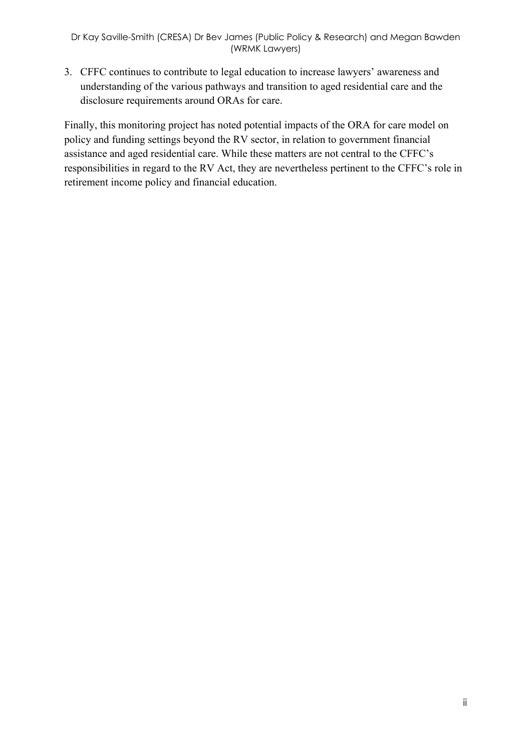3. CFFC continues to contribute to legal education to increase lawyers' awareness and understanding of the various pathways and transition to aged residential care and the disclosure requirements around ORAs for care.

Finally, this monitoring project has noted potential impacts of the ORA for care model on policy and funding settings beyond the RV sector, in relation to government financial assistance and aged residential care. While these matters are not central to the CFFC's responsibilities in regard to the RV Act, they are nevertheless pertinent to the CFFC's role in retirement income policy and financial education.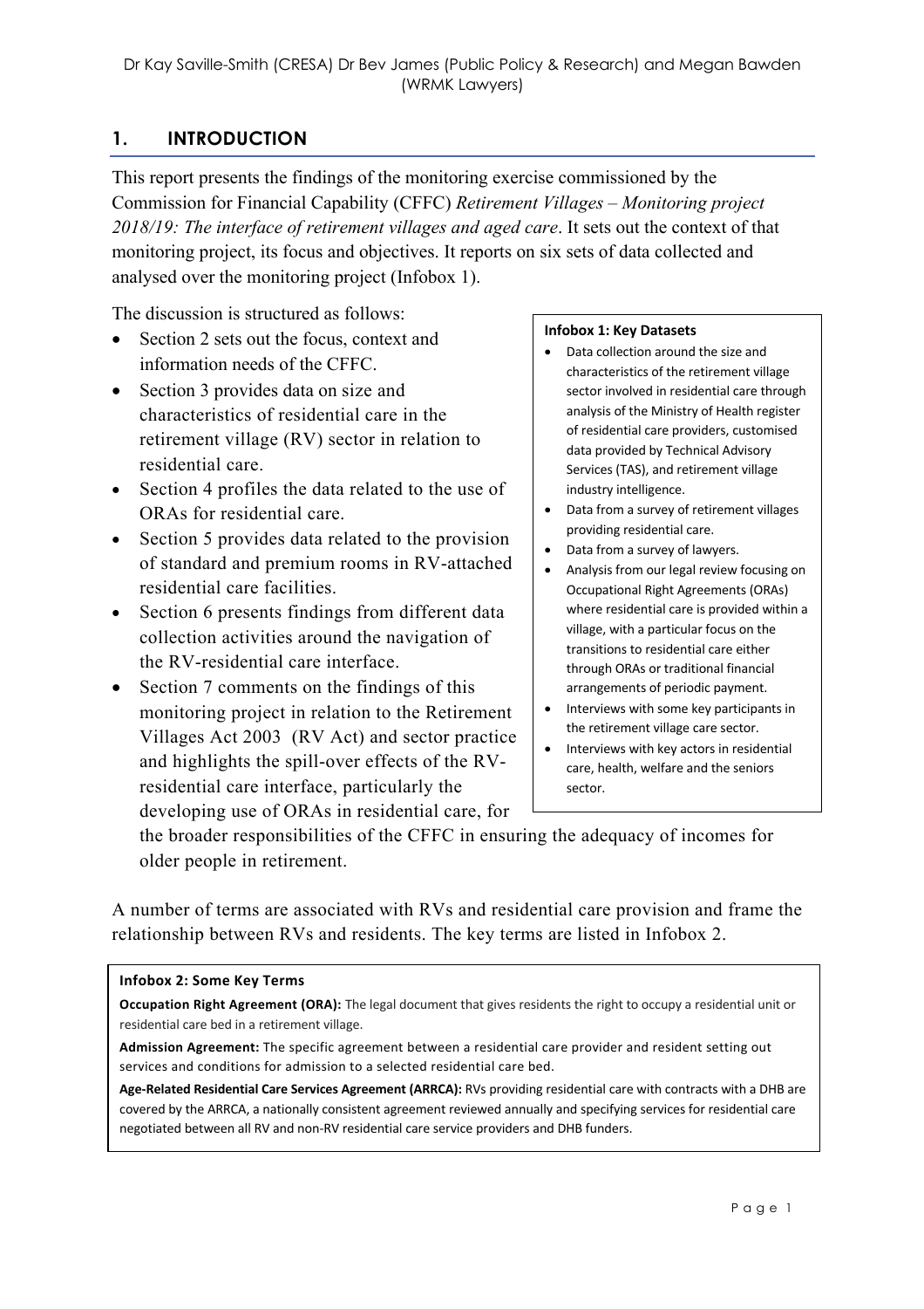## 1. INTRODUCTION

This report presents the findings of the monitoring exercise commissioned by the Commission for Financial Capability (CFFC) *Retirement Villages – Monitoring project 2018/19: The interface of retirement villages and aged care*. It sets out the context of that monitoring project, its focus and objectives. It reports on six sets of data collected and analysed over the monitoring project (Infobox 1).

The discussion is structured as follows:

- Section 2 sets out the focus, context and information needs of the CFFC.
- Section 3 provides data on size and characteristics of residential care in the retirement village (RV) sector in relation to residential care.
- Section 4 profiles the data related to the use of ORAs for residential care.
- Section 5 provides data related to the provision of standard and premium rooms in RV-attached residential care facilities.
- Section 6 presents findings from different data collection activities around the navigation of the RV-residential care interface.
- Section 7 comments on the findings of this monitoring project in relation to the Retirement Villages Act 2003 (RV Act) and sector practice and highlights the spill-over effects of the RV-residential care interface, particularly the developing use of ORAs in residential care, for the broader responsibilities of the CFFC in ensuring the adequacy of incomes for older people in retirement.

**Infobox 1: Key Datasets**

- Data collection around the size and characteristics of the retirement village sector involved in residential care through analysis of the Ministry of Health register of residential care providers, customised data provided by Technical Advisory Services (TAS), and retirement village industry intelligence.
- Data from a survey of retirement villages providing residential care.
- Data from a survey of lawyers.
- Analysis from our legal review focusing on Occupational Right Agreements (ORAs) where residential care is provided within a village, with a particular focus on the transitions to residential care either through ORAs or traditional financial arrangements of periodic payment.
- Interviews with some key participants in the retirement village care sector.
- Interviews with key actors in residential care, health, welfare and the seniors sector.

A number of terms are associated with RVs and residential care provision and frame the relationship between RVs and residents. The key terms are listed in Infobox 2.

**Infobox 2: Some Key Terms**

**Occupation Right Agreement (ORA):** The legal document that gives residents the right to occupy a residential unit or residential care bed in a retirement village.

**Admission Agreement:** The specific agreement between a residential care provider and resident setting out services and conditions for admission to a selected residential care bed.

**Age-Related Residential Care Services Agreement (ARRCA):** RVs providing residential care with contracts with a DHB are covered by the ARRCA, a nationally consistent agreement reviewed annually and specifying services for residential care negotiated between all RV and non-RV residential care service providers and DHB funders.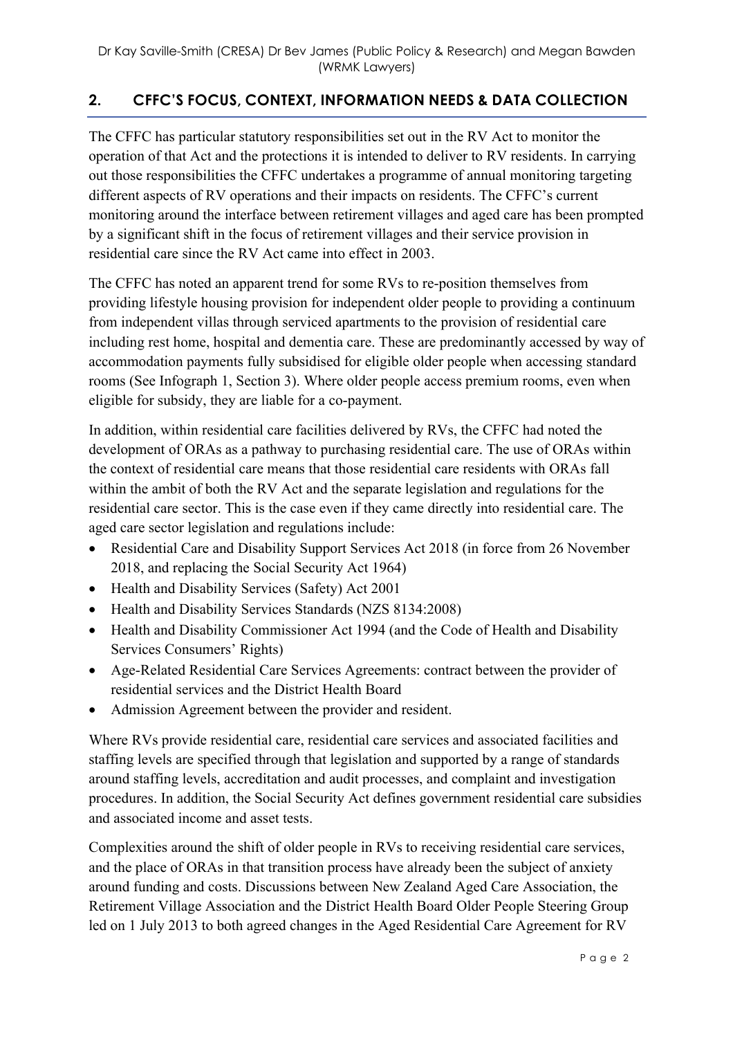## 2. CFFC'S FOCUS, CONTEXT, INFORMATION NEEDS & DATA COLLECTION

The CFFC has particular statutory responsibilities set out in the RV Act to monitor the operation of that Act and the protections it is intended to deliver to RV residents. In carrying out those responsibilities the CFFC undertakes a programme of annual monitoring targeting different aspects of RV operations and their impacts on residents. The CFFC's current monitoring around the interface between retirement villages and aged care has been prompted by a significant shift in the focus of retirement villages and their service provision in residential care since the RV Act came into effect in 2003.

The CFFC has noted an apparent trend for some RVs to re-position themselves from providing lifestyle housing provision for independent older people to providing a continuum from independent villas through serviced apartments to the provision of residential care including rest home, hospital and dementia care. These are predominantly accessed by way of accommodation payments fully subsidised for eligible older people when accessing standard rooms (See Infograph 1, Section 3). Where older people access premium rooms, even when eligible for subsidy, they are liable for a co-payment.

In addition, within residential care facilities delivered by RVs, the CFFC had noted the development of ORAs as a pathway to purchasing residential care. The use of ORAs within the context of residential care means that those residential care residents with ORAs fall within the ambit of both the RV Act and the separate legislation and regulations for the residential care sector. This is the case even if they came directly into residential care. The aged care sector legislation and regulations include:

- Residential Care and Disability Support Services Act 2018 (in force from 26 November 2018, and replacing the Social Security Act 1964)
- Health and Disability Services (Safety) Act 2001
- Health and Disability Services Standards (NZS 8134:2008)
- Health and Disability Commissioner Act 1994 (and the Code of Health and Disability Services Consumers' Rights)
- Age-Related Residential Care Services Agreements: contract between the provider of residential services and the District Health Board
- Admission Agreement between the provider and resident.

Where RVs provide residential care, residential care services and associated facilities and staffing levels are specified through that legislation and supported by a range of standards around staffing levels, accreditation and audit processes, and complaint and investigation procedures. In addition, the Social Security Act defines government residential care subsidies and associated income and asset tests.

Complexities around the shift of older people in RVs to receiving residential care services, and the place of ORAs in that transition process have already been the subject of anxiety around funding and costs. Discussions between New Zealand Aged Care Association, the Retirement Village Association and the District Health Board Older People Steering Group led on 1 July 2013 to both agreed changes in the Aged Residential Care Agreement for RV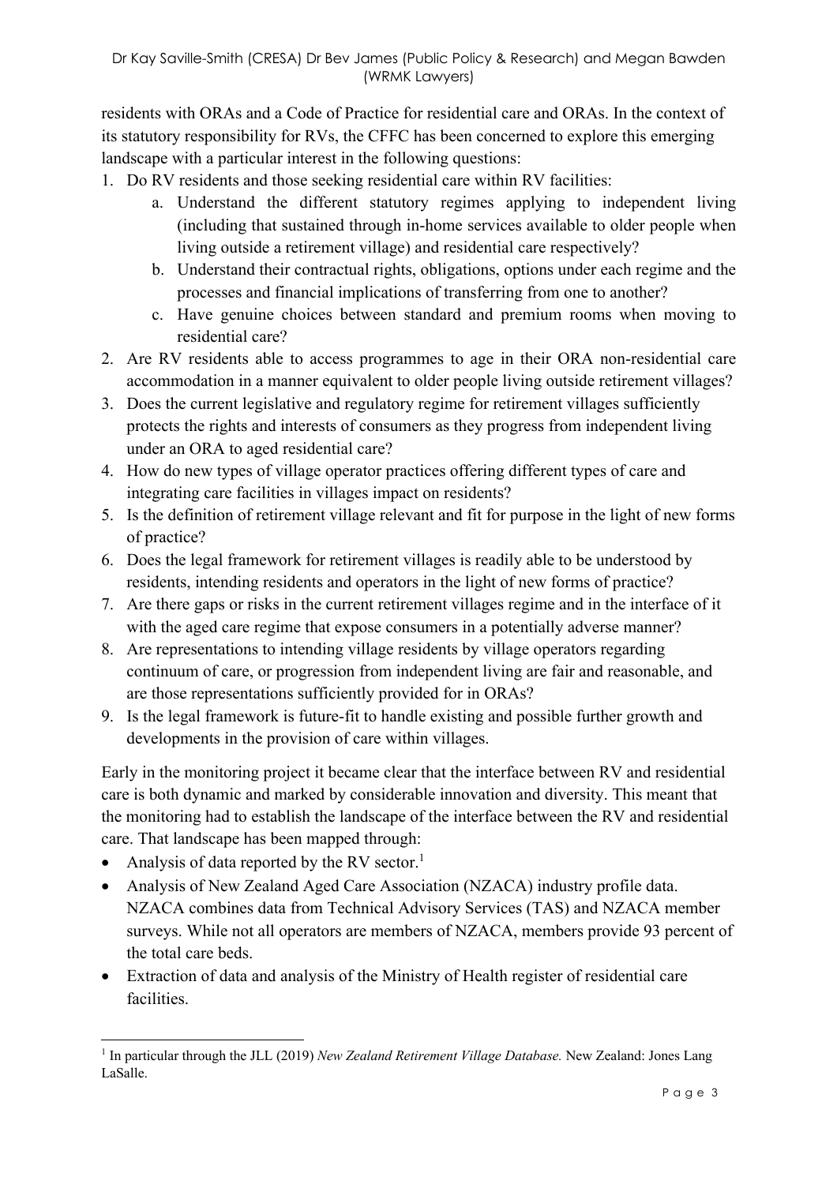residents with ORAs and a Code of Practice for residential care and ORAs. In the context of its statutory responsibility for RVs, the CFFC has been concerned to explore this emerging landscape with a particular interest in the following questions:

1. Do RV residents and those seeking residential care within RV facilities:
    a. Understand the different statutory regimes applying to independent living (including that sustained through in-home services available to older people when living outside a retirement village) and residential care respectively?
    b. Understand their contractual rights, obligations, options under each regime and the processes and financial implications of transferring from one to another?
    c. Have genuine choices between standard and premium rooms when moving to residential care?
2. Are RV residents able to access programmes to age in their ORA non-residential care accommodation in a manner equivalent to older people living outside retirement villages?
3. Does the current legislative and regulatory regime for retirement villages sufficiently protects the rights and interests of consumers as they progress from independent living under an ORA to aged residential care?
4. How do new types of village operator practices offering different types of care and integrating care facilities in villages impact on residents?
5. Is the definition of retirement village relevant and fit for purpose in the light of new forms of practice?
6. Does the legal framework for retirement villages is readily able to be understood by residents, intending residents and operators in the light of new forms of practice?
7. Are there gaps or risks in the current retirement villages regime and in the interface of it with the aged care regime that expose consumers in a potentially adverse manner?
8. Are representations to intending village residents by village operators regarding continuum of care, or progression from independent living are fair and reasonable, and are those representations sufficiently provided for in ORAs?
9. Is the legal framework is future-fit to handle existing and possible further growth and developments in the provision of care within villages.

Early in the monitoring project it became clear that the interface between RV and residential care is both dynamic and marked by considerable innovation and diversity. This meant that the monitoring had to establish the landscape of the interface between the RV and residential care. That landscape has been mapped through:

- Analysis of data reported by the RV sector.[1]
- Analysis of New Zealand Aged Care Association (NZACA) industry profile data. NZACA combines data from Technical Advisory Services (TAS) and NZACA member surveys. While not all operators are members of NZACA, members provide 93 percent of the total care beds.
- Extraction of data and analysis of the Ministry of Health register of residential care facilities.

[1] In particular through the JLL (2019) *New Zealand Retirement Village Database.* New Zealand: Jones Lang LaSalle.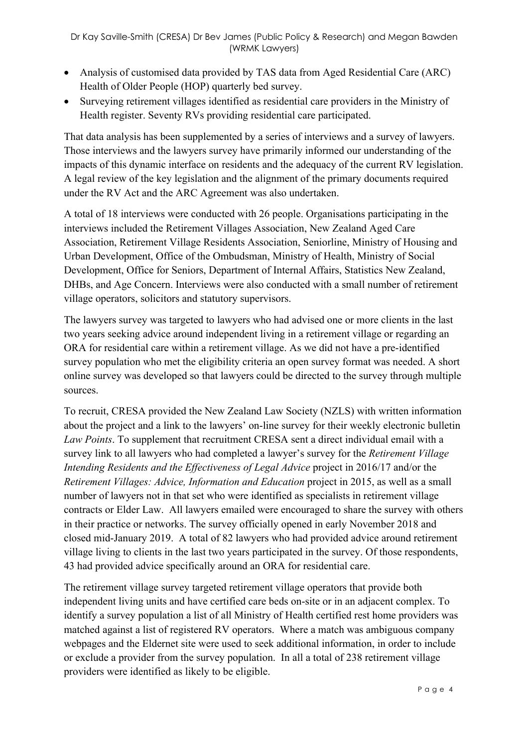- Analysis of customised data provided by TAS data from Aged Residential Care (ARC) Health of Older People (HOP) quarterly bed survey.
- Surveying retirement villages identified as residential care providers in the Ministry of Health register. Seventy RVs providing residential care participated.

That data analysis has been supplemented by a series of interviews and a survey of lawyers. Those interviews and the lawyers survey have primarily informed our understanding of the impacts of this dynamic interface on residents and the adequacy of the current RV legislation. A legal review of the key legislation and the alignment of the primary documents required under the RV Act and the ARC Agreement was also undertaken.

A total of 18 interviews were conducted with 26 people. Organisations participating in the interviews included the Retirement Villages Association, New Zealand Aged Care Association, Retirement Village Residents Association, Seniorline, Ministry of Housing and Urban Development, Office of the Ombudsman, Ministry of Health, Ministry of Social Development, Office for Seniors, Department of Internal Affairs, Statistics New Zealand, DHBs, and Age Concern. Interviews were also conducted with a small number of retirement village operators, solicitors and statutory supervisors.

The lawyers survey was targeted to lawyers who had advised one or more clients in the last two years seeking advice around independent living in a retirement village or regarding an ORA for residential care within a retirement village. As we did not have a pre-identified survey population who met the eligibility criteria an open survey format was needed. A short online survey was developed so that lawyers could be directed to the survey through multiple sources.

To recruit, CRESA provided the New Zealand Law Society (NZLS) with written information about the project and a link to the lawyers' on-line survey for their weekly electronic bulletin *Law Points*. To supplement that recruitment CRESA sent a direct individual email with a survey link to all lawyers who had completed a lawyer's survey for the *Retirement Village Intending Residents and the Effectiveness of Legal Advice* project in 2016/17 and/or the *Retirement Villages: Advice, Information and Education* project in 2015, as well as a small number of lawyers not in that set who were identified as specialists in retirement village contracts or Elder Law. All lawyers emailed were encouraged to share the survey with others in their practice or networks. The survey officially opened in early November 2018 and closed mid-January 2019. A total of 82 lawyers who had provided advice around retirement village living to clients in the last two years participated in the survey. Of those respondents, 43 had provided advice specifically around an ORA for residential care.

The retirement village survey targeted retirement village operators that provide both independent living units and have certified care beds on-site or in an adjacent complex. To identify a survey population a list of all Ministry of Health certified rest home providers was matched against a list of registered RV operators. Where a match was ambiguous company webpages and the Eldernet site were used to seek additional information, in order to include or exclude a provider from the survey population. In all a total of 238 retirement village providers were identified as likely to be eligible.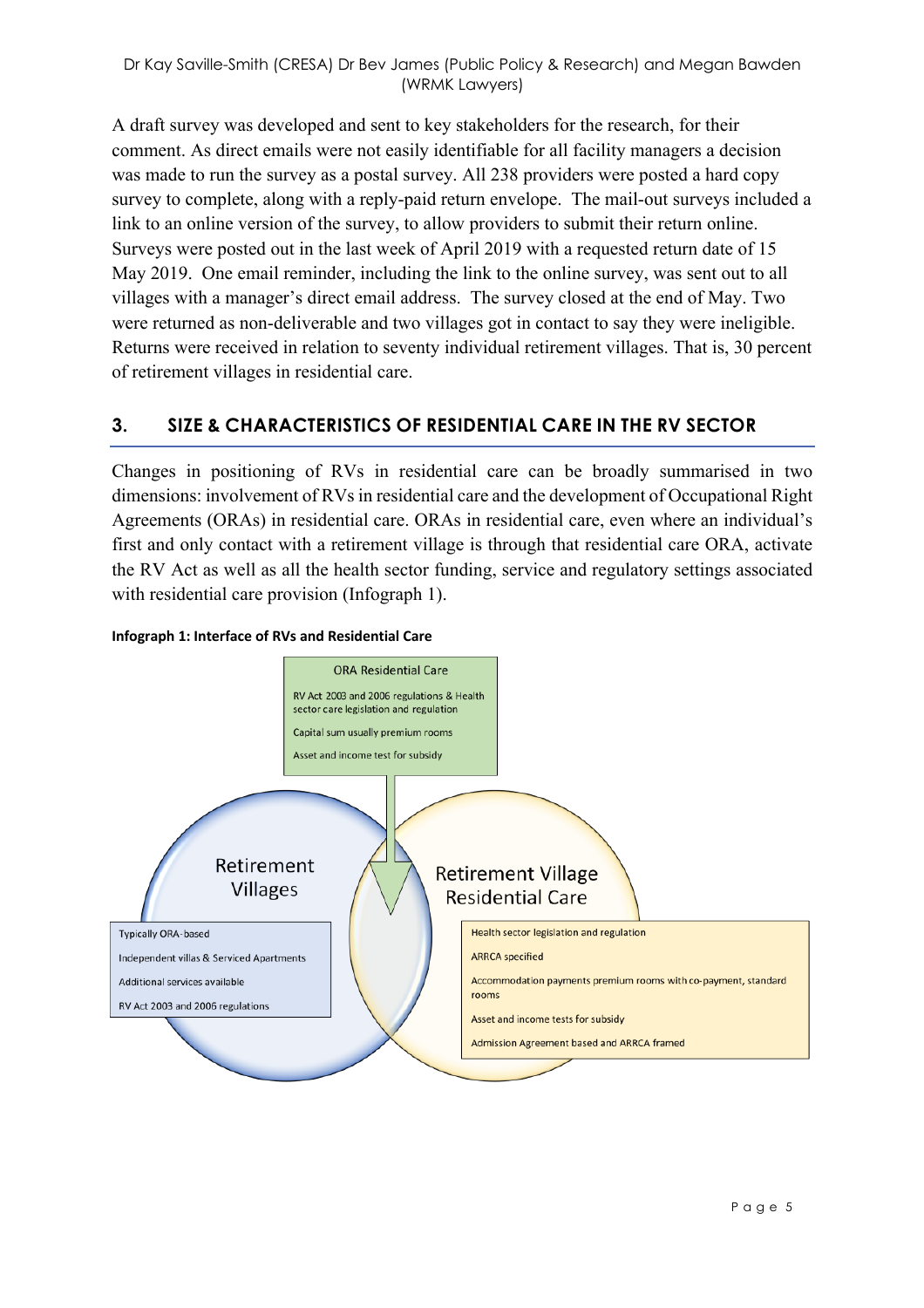A draft survey was developed and sent to key stakeholders for the research, for their comment. As direct emails were not easily identifiable for all facility managers a decision was made to run the survey as a postal survey. All 238 providers were posted a hard copy survey to complete, along with a reply-paid return envelope. The mail-out surveys included a link to an online version of the survey, to allow providers to submit their return online. Surveys were posted out in the last week of April 2019 with a requested return date of 15 May 2019. One email reminder, including the link to the online survey, was sent out to all villages with a manager's direct email address. The survey closed at the end of May. Two were returned as non-deliverable and two villages got in contact to say they were ineligible. Returns were received in relation to seventy individual retirement villages. That is, 30 percent of retirement villages in residential care.

## 3. SIZE & CHARACTERISTICS OF RESIDENTIAL CARE IN THE RV SECTOR

Changes in positioning of RVs in residential care can be broadly summarised in two dimensions: involvement of RVs in residential care and the development of Occupational Right Agreements (ORAs) in residential care. ORAs in residential care, even where an individual's first and only contact with a retirement village is through that residential care ORA, activate the RV Act as well as all the health sector funding, service and regulatory settings associated with residential care provision (Infograph 1).

**Infograph 1: Interface of RVs and Residential Care**

ORA Residential Care

- RV Act 2003 and 2006 regulations & Health sector care legislation and regulation
- Capital sum usually premium rooms
- Asset and income test for subsidy

Retirement Villages

- Typically ORA-based
- Independent villas & Serviced Apartments
- Additional services available
- RV Act 2003 and 2006 regulations

Retirement Village Residential Care

- Health sector legislation and regulation
- ARRCA specified
- Accommodation payments premium rooms with co-payment, standard rooms
- Asset and income tests for subsidy
- Admission Agreement based and ARRCA framed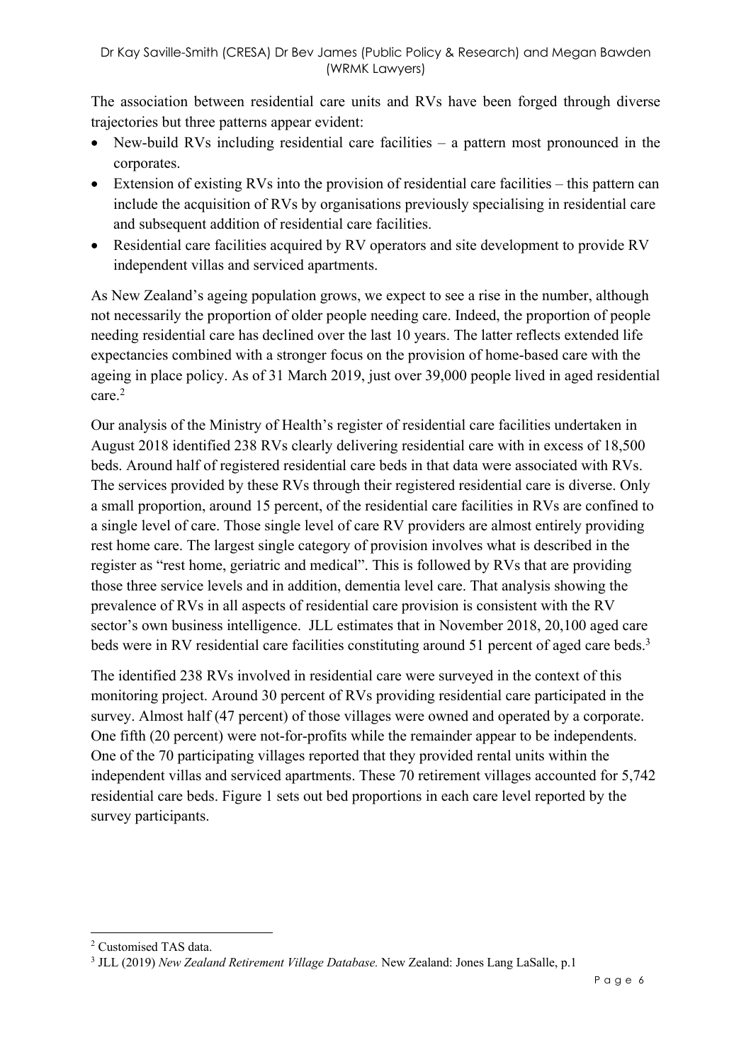The association between residential care units and RVs have been forged through diverse trajectories but three patterns appear evident:

- New-build RVs including residential care facilities – a pattern most pronounced in the corporates.
- Extension of existing RVs into the provision of residential care facilities – this pattern can include the acquisition of RVs by organisations previously specialising in residential care and subsequent addition of residential care facilities.
- Residential care facilities acquired by RV operators and site development to provide RV independent villas and serviced apartments.

As New Zealand's ageing population grows, we expect to see a rise in the number, although not necessarily the proportion of older people needing care. Indeed, the proportion of people needing residential care has declined over the last 10 years. The latter reflects extended life expectancies combined with a stronger focus on the provision of home-based care with the ageing in place policy. As of 31 March 2019, just over 39,000 people lived in aged residential care.[2]

Our analysis of the Ministry of Health's register of residential care facilities undertaken in August 2018 identified 238 RVs clearly delivering residential care with in excess of 18,500 beds. Around half of registered residential care beds in that data were associated with RVs. The services provided by these RVs through their registered residential care is diverse. Only a small proportion, around 15 percent, of the residential care facilities in RVs are confined to a single level of care. Those single level of care RV providers are almost entirely providing rest home care. The largest single category of provision involves what is described in the register as "rest home, geriatric and medical". This is followed by RVs that are providing those three service levels and in addition, dementia level care. That analysis showing the prevalence of RVs in all aspects of residential care provision is consistent with the RV sector's own business intelligence. JLL estimates that in November 2018, 20,100 aged care beds were in RV residential care facilities constituting around 51 percent of aged care beds.[3]

The identified 238 RVs involved in residential care were surveyed in the context of this monitoring project. Around 30 percent of RVs providing residential care participated in the survey. Almost half (47 percent) of those villages were owned and operated by a corporate. One fifth (20 percent) were not-for-profits while the remainder appear to be independents. One of the 70 participating villages reported that they provided rental units within the independent villas and serviced apartments. These 70 retirement villages accounted for 5,742 residential care beds. Figure 1 sets out bed proportions in each care level reported by the survey participants.

---

[2] Customised TAS data.

[3] JLL (2019) *New Zealand Retirement Village Database.* New Zealand: Jones Lang LaSalle, p.1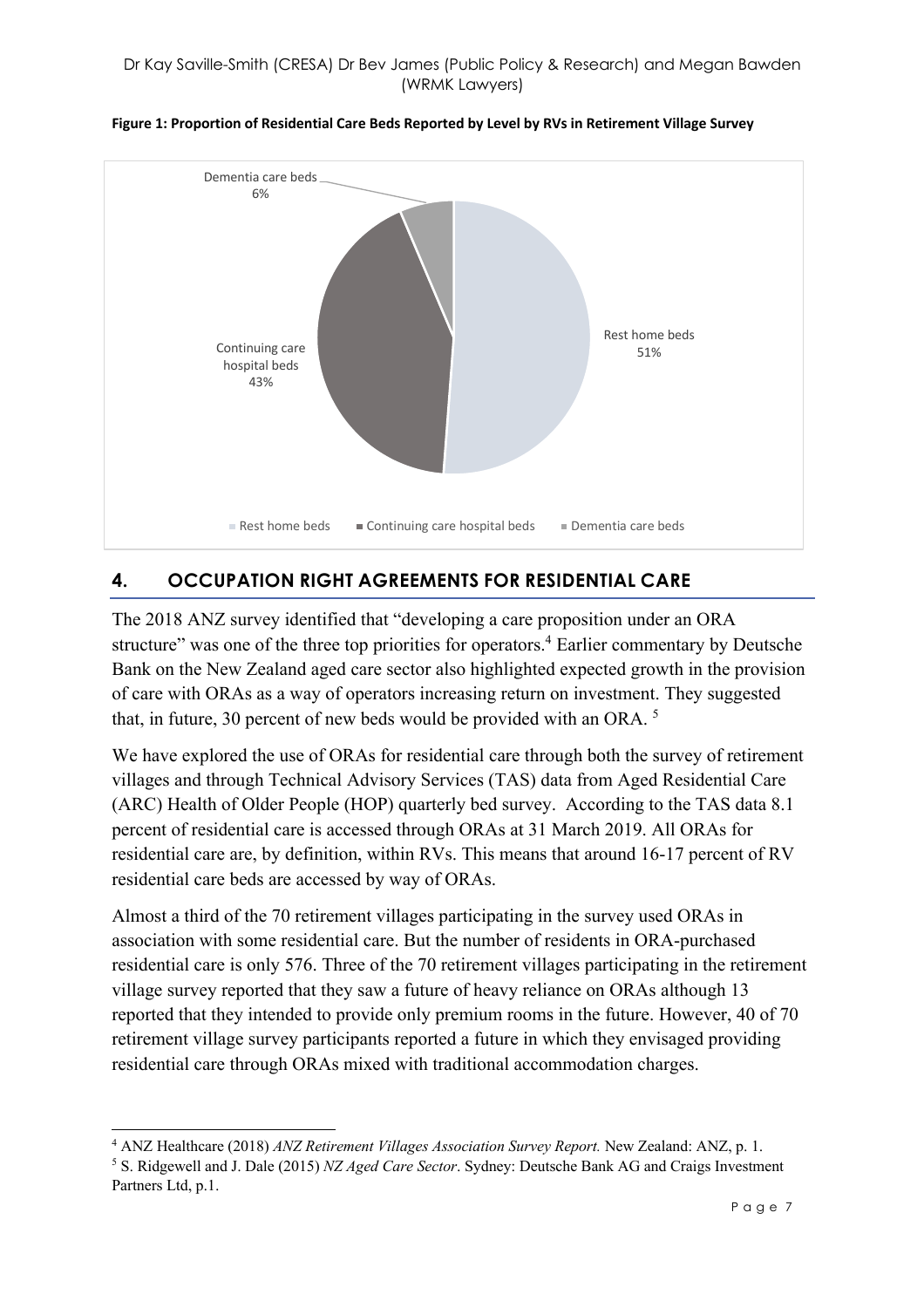**Figure 1: Proportion of Residential Care Beds Reported by Level by RVs in Retirement Village Survey**

| Level | Proportion |
| --- | --- |
| Rest home beds | 51% |
| Continuing care hospital beds | 43% |
| Dementia care beds | 6% |

## 4. OCCUPATION RIGHT AGREEMENTS FOR RESIDENTIAL CARE

The 2018 ANZ survey identified that "developing a care proposition under an ORA structure" was one of the three top priorities for operators.[4] Earlier commentary by Deutsche Bank on the New Zealand aged care sector also highlighted expected growth in the provision of care with ORAs as a way of operators increasing return on investment. They suggested that, in future, 30 percent of new beds would be provided with an ORA. [5]

We have explored the use of ORAs for residential care through both the survey of retirement villages and through Technical Advisory Services (TAS) data from Aged Residential Care (ARC) Health of Older People (HOP) quarterly bed survey. According to the TAS data 8.1 percent of residential care is accessed through ORAs at 31 March 2019. All ORAs for residential care are, by definition, within RVs. This means that around 16-17 percent of RV residential care beds are accessed by way of ORAs.

Almost a third of the 70 retirement villages participating in the survey used ORAs in association with some residential care. But the number of residents in ORA-purchased residential care is only 576. Three of the 70 retirement villages participating in the retirement village survey reported that they saw a future of heavy reliance on ORAs although 13 reported that they intended to provide only premium rooms in the future. However, 40 of 70 retirement village survey participants reported a future in which they envisaged providing residential care through ORAs mixed with traditional accommodation charges.

---

[4] ANZ Healthcare (2018) *ANZ Retirement Villages Association Survey Report.* New Zealand: ANZ, p. 1.

[5] S. Ridgewell and J. Dale (2015) *NZ Aged Care Sector*. Sydney: Deutsche Bank AG and Craigs Investment Partners Ltd, p.1.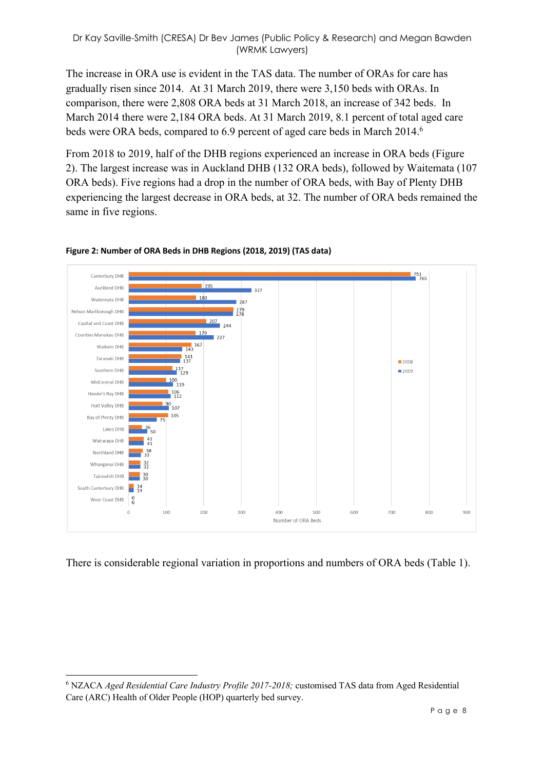The increase in ORA use is evident in the TAS data. The number of ORAs for care has gradually risen since 2014. At 31 March 2019, there were 3,150 beds with ORAs. In comparison, there were 2,808 ORA beds at 31 March 2018, an increase of 342 beds. In March 2014 there were 2,184 ORA beds. At 31 March 2019, 8.1 percent of total aged care beds were ORA beds, compared to 6.9 percent of aged care beds in March 2014.[6]

From 2018 to 2019, half of the DHB regions experienced an increase in ORA beds (Figure 2). The largest increase was in Auckland DHB (132 ORA beds), followed by Waitemata (107 ORA beds). Five regions had a drop in the number of ORA beds, with Bay of Plenty DHB experiencing the largest decrease in ORA beds, at 32. The number of ORA beds remained the same in five regions.

**Figure 2: Number of ORA Beds in DHB Regions (2018, 2019) (TAS data)**

| DHB | 2018 | 2019 |
|---|---|---|
| Canterbury DHB | 751 | 765 |
| Auckland DHB | 195 | 327 |
| Waitemata DHB | 180 | 287 |
| Nelson Marlborough DHB | 279 | 278 |
| Capital and Coast DHB | 207 | 244 |
| Counties Manukau DHB | 179 | 227 |
| Waikato DHB | 167 | 143 |
| Taranaki DHB | 141 | 137 |
| Southern DHB | 117 | 129 |
| MidCentral DHB | 100 | 119 |
| Hawke's Bay DHB | 106 | 112 |
| Hutt Valley DHB | 90 | 107 |
| Bay of Plenty DHB | 105 | 75 |
| Lakes DHB | 36 | 50 |
| Wairarapa DHB | 41 | 41 |
| Northland DHB | 38 | 33 |
| Whanganui DHB | 32 | 32 |
| Tairawhiti DHB | 30 | 30 |
| South Canterbury DHB | 14 | 14 |
| West Coast DHB | 0 | 0 |

There is considerable regional variation in proportions and numbers of ORA beds (Table 1).

---

[6] NZACA *Aged Residential Care Industry Profile 2017-2018;* customised TAS data from Aged Residential Care (ARC) Health of Older People (HOP) quarterly bed survey.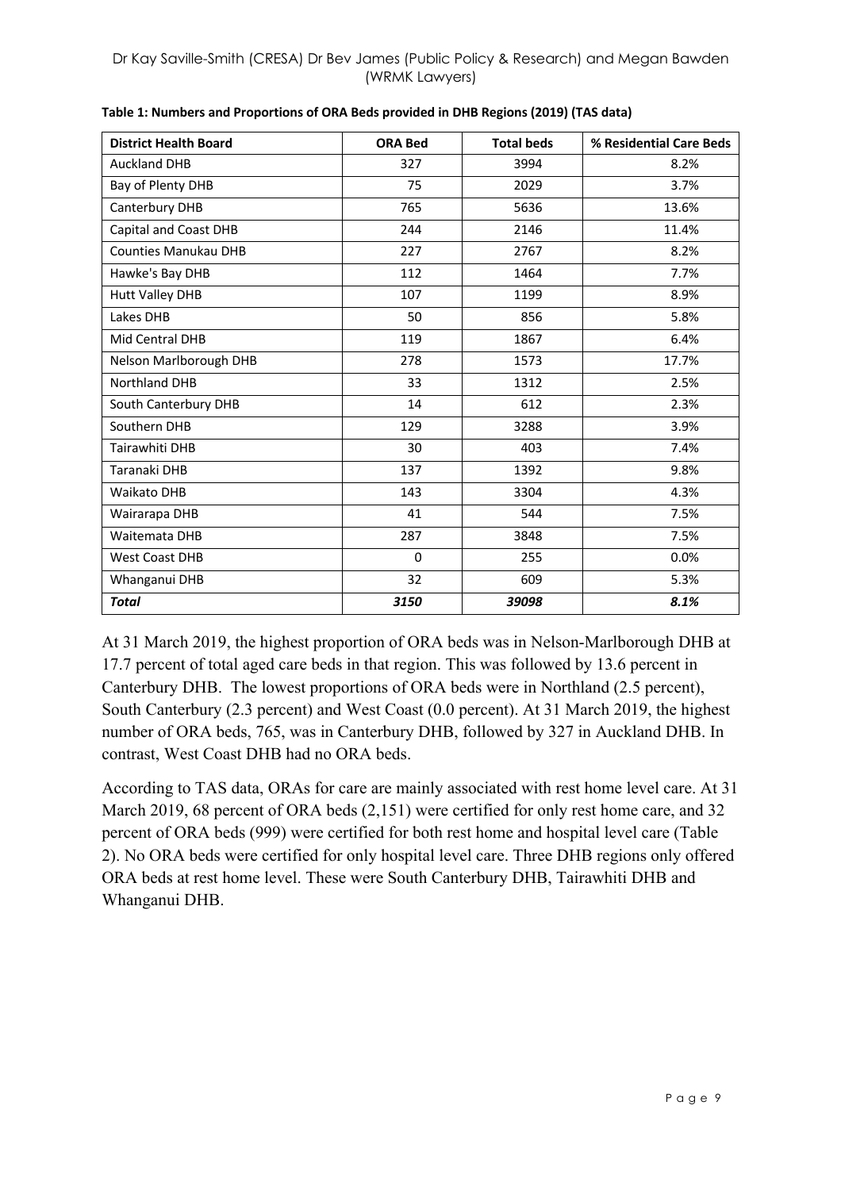**Table 1: Numbers and Proportions of ORA Beds provided in DHB Regions (2019) (TAS data)**

| District Health Board | ORA Bed | Total beds | % Residential Care Beds |
|---|---|---|---|
| Auckland DHB | 327 | 3994 | 8.2% |
| Bay of Plenty DHB | 75 | 2029 | 3.7% |
| Canterbury DHB | 765 | 5636 | 13.6% |
| Capital and Coast DHB | 244 | 2146 | 11.4% |
| Counties Manukau DHB | 227 | 2767 | 8.2% |
| Hawke's Bay DHB | 112 | 1464 | 7.7% |
| Hutt Valley DHB | 107 | 1199 | 8.9% |
| Lakes DHB | 50 | 856 | 5.8% |
| Mid Central DHB | 119 | 1867 | 6.4% |
| Nelson Marlborough DHB | 278 | 1573 | 17.7% |
| Northland DHB | 33 | 1312 | 2.5% |
| South Canterbury DHB | 14 | 612 | 2.3% |
| Southern DHB | 129 | 3288 | 3.9% |
| Tairawhiti DHB | 30 | 403 | 7.4% |
| Taranaki DHB | 137 | 1392 | 9.8% |
| Waikato DHB | 143 | 3304 | 4.3% |
| Wairarapa DHB | 41 | 544 | 7.5% |
| Waitemata DHB | 287 | 3848 | 7.5% |
| West Coast DHB | 0 | 255 | 0.0% |
| Whanganui DHB | 32 | 609 | 5.3% |
| ***Total*** | ***3150*** | ***39098*** | ***8.1%*** |

At 31 March 2019, the highest proportion of ORA beds was in Nelson-Marlborough DHB at 17.7 percent of total aged care beds in that region. This was followed by 13.6 percent in Canterbury DHB. The lowest proportions of ORA beds were in Northland (2.5 percent), South Canterbury (2.3 percent) and West Coast (0.0 percent). At 31 March 2019, the highest number of ORA beds, 765, was in Canterbury DHB, followed by 327 in Auckland DHB. In contrast, West Coast DHB had no ORA beds.

According to TAS data, ORAs for care are mainly associated with rest home level care. At 31 March 2019, 68 percent of ORA beds (2,151) were certified for only rest home care, and 32 percent of ORA beds (999) were certified for both rest home and hospital level care (Table 2). No ORA beds were certified for only hospital level care. Three DHB regions only offered ORA beds at rest home level. These were South Canterbury DHB, Tairawhiti DHB and Whanganui DHB.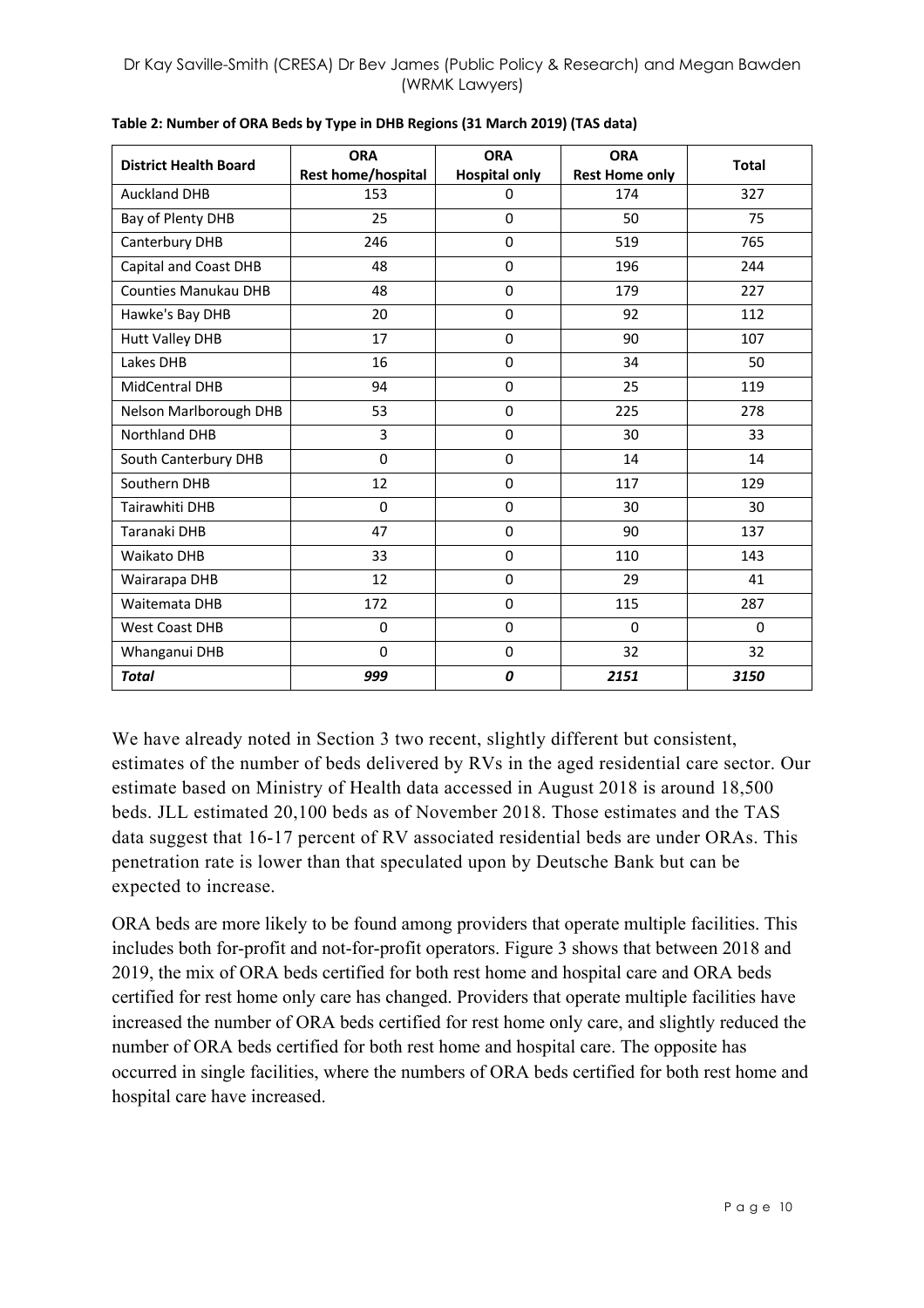**Table 2: Number of ORA Beds by Type in DHB Regions (31 March 2019) (TAS data)**

| District Health Board | ORA Rest home/hospital | ORA Hospital only | ORA Rest Home only | Total |
|---|---|---|---|---|
| Auckland DHB | 153 | 0 | 174 | 327 |
| Bay of Plenty DHB | 25 | 0 | 50 | 75 |
| Canterbury DHB | 246 | 0 | 519 | 765 |
| Capital and Coast DHB | 48 | 0 | 196 | 244 |
| Counties Manukau DHB | 48 | 0 | 179 | 227 |
| Hawke's Bay DHB | 20 | 0 | 92 | 112 |
| Hutt Valley DHB | 17 | 0 | 90 | 107 |
| Lakes DHB | 16 | 0 | 34 | 50 |
| MidCentral DHB | 94 | 0 | 25 | 119 |
| Nelson Marlborough DHB | 53 | 0 | 225 | 278 |
| Northland DHB | 3 | 0 | 30 | 33 |
| South Canterbury DHB | 0 | 0 | 14 | 14 |
| Southern DHB | 12 | 0 | 117 | 129 |
| Tairawhiti DHB | 0 | 0 | 30 | 30 |
| Taranaki DHB | 47 | 0 | 90 | 137 |
| Waikato DHB | 33 | 0 | 110 | 143 |
| Wairarapa DHB | 12 | 0 | 29 | 41 |
| Waitemata DHB | 172 | 0 | 115 | 287 |
| West Coast DHB | 0 | 0 | 0 | 0 |
| Whanganui DHB | 0 | 0 | 32 | 32 |
| ***Total*** | ***999*** | ***0*** | ***2151*** | ***3150*** |

We have already noted in Section 3 two recent, slightly different but consistent, estimates of the number of beds delivered by RVs in the aged residential care sector. Our estimate based on Ministry of Health data accessed in August 2018 is around 18,500 beds. JLL estimated 20,100 beds as of November 2018. Those estimates and the TAS data suggest that 16-17 percent of RV associated residential beds are under ORAs. This penetration rate is lower than that speculated upon by Deutsche Bank but can be expected to increase.

ORA beds are more likely to be found among providers that operate multiple facilities. This includes both for-profit and not-for-profit operators. Figure 3 shows that between 2018 and 2019, the mix of ORA beds certified for both rest home and hospital care and ORA beds certified for rest home only care has changed. Providers that operate multiple facilities have increased the number of ORA beds certified for rest home only care, and slightly reduced the number of ORA beds certified for both rest home and hospital care. The opposite has occurred in single facilities, where the numbers of ORA beds certified for both rest home and hospital care have increased.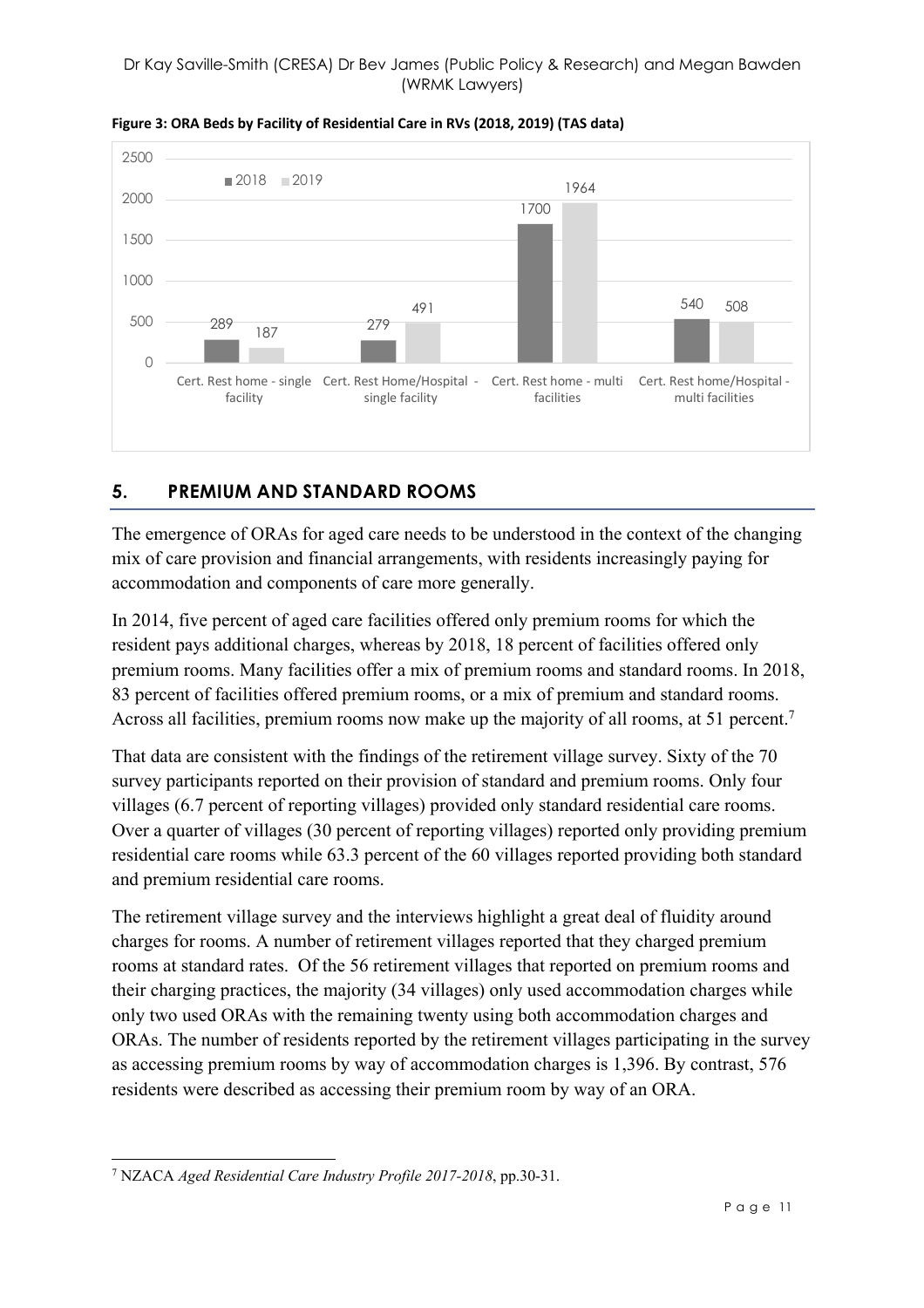**Figure 3: ORA Beds by Facility of Residential Care in RVs (2018, 2019) (TAS data)**

| | 2018 | 2019 |
|---|---|---|
| Cert. Rest home - single facility | 289 | 187 |
| Cert. Rest Home/Hospital - single facility | 279 | 491 |
| Cert. Rest home - multi facilities | 1700 | 1964 |
| Cert. Rest home/Hospital - multi facilities | 540 | 508 |

## 5. PREMIUM AND STANDARD ROOMS

The emergence of ORAs for aged care needs to be understood in the context of the changing mix of care provision and financial arrangements, with residents increasingly paying for accommodation and components of care more generally.

In 2014, five percent of aged care facilities offered only premium rooms for which the resident pays additional charges, whereas by 2018, 18 percent of facilities offered only premium rooms. Many facilities offer a mix of premium rooms and standard rooms. In 2018, 83 percent of facilities offered premium rooms, or a mix of premium and standard rooms. Across all facilities, premium rooms now make up the majority of all rooms, at 51 percent.[7]

That data are consistent with the findings of the retirement village survey. Sixty of the 70 survey participants reported on their provision of standard and premium rooms. Only four villages (6.7 percent of reporting villages) provided only standard residential care rooms. Over a quarter of villages (30 percent of reporting villages) reported only providing premium residential care rooms while 63.3 percent of the 60 villages reported providing both standard and premium residential care rooms.

The retirement village survey and the interviews highlight a great deal of fluidity around charges for rooms. A number of retirement villages reported that they charged premium rooms at standard rates. Of the 56 retirement villages that reported on premium rooms and their charging practices, the majority (34 villages) only used accommodation charges while only two used ORAs with the remaining twenty using both accommodation charges and ORAs. The number of residents reported by the retirement villages participating in the survey as accessing premium rooms by way of accommodation charges is 1,396. By contrast, 576 residents were described as accessing their premium room by way of an ORA.

[7] NZACA *Aged Residential Care Industry Profile 2017-2018*, pp.30-31.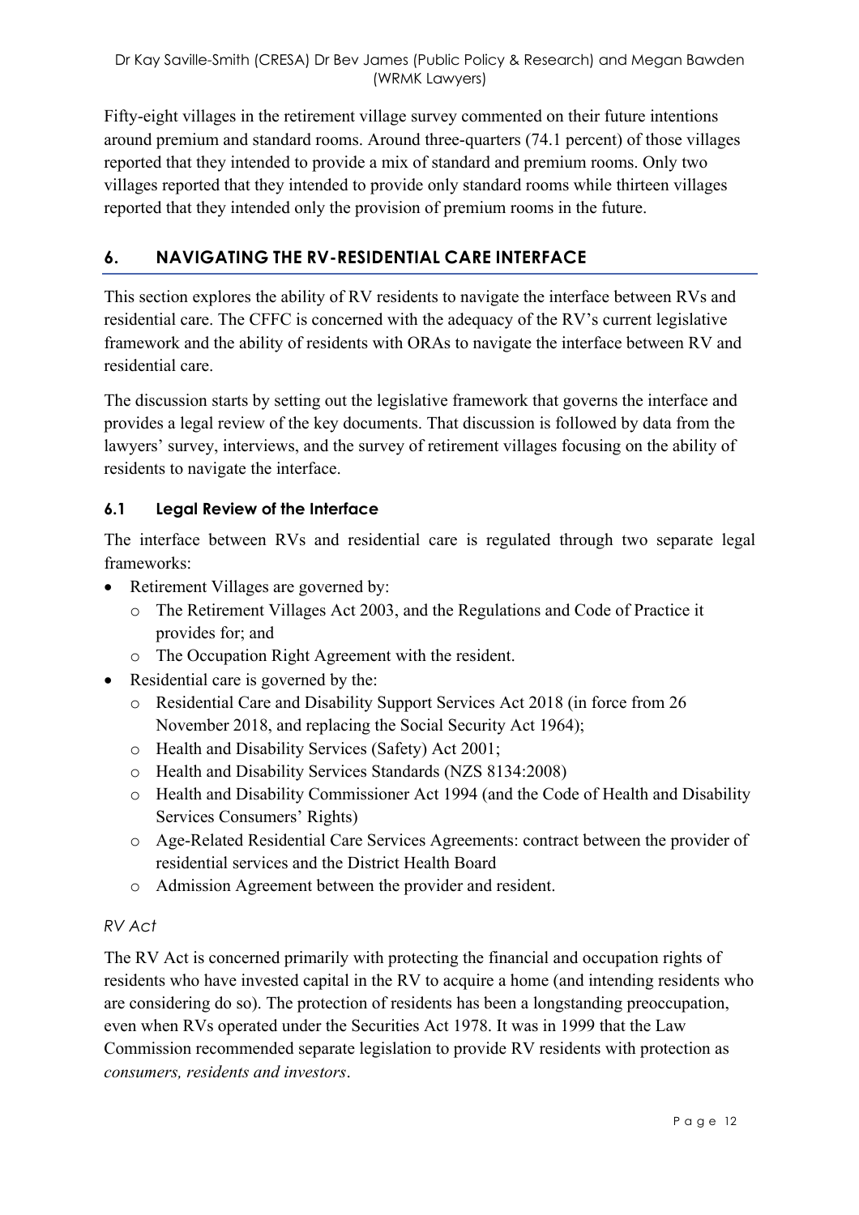Fifty-eight villages in the retirement village survey commented on their future intentions around premium and standard rooms. Around three-quarters (74.1 percent) of those villages reported that they intended to provide a mix of standard and premium rooms. Only two villages reported that they intended to provide only standard rooms while thirteen villages reported that they intended only the provision of premium rooms in the future.

## 6. NAVIGATING THE RV-RESIDENTIAL CARE INTERFACE

This section explores the ability of RV residents to navigate the interface between RVs and residential care. The CFFC is concerned with the adequacy of the RV's current legislative framework and the ability of residents with ORAs to navigate the interface between RV and residential care.

The discussion starts by setting out the legislative framework that governs the interface and provides a legal review of the key documents. That discussion is followed by data from the lawyers' survey, interviews, and the survey of retirement villages focusing on the ability of residents to navigate the interface.

### 6.1 Legal Review of the Interface

The interface between RVs and residential care is regulated through two separate legal frameworks:

- Retirement Villages are governed by:
  - The Retirement Villages Act 2003, and the Regulations and Code of Practice it provides for; and
  - The Occupation Right Agreement with the resident.
- Residential care is governed by the:
  - Residential Care and Disability Support Services Act 2018 (in force from 26 November 2018, and replacing the Social Security Act 1964);
  - Health and Disability Services (Safety) Act 2001;
  - Health and Disability Services Standards (NZS 8134:2008)
  - Health and Disability Commissioner Act 1994 (and the Code of Health and Disability Services Consumers' Rights)
  - Age-Related Residential Care Services Agreements: contract between the provider of residential services and the District Health Board
  - Admission Agreement between the provider and resident.

*RV Act*

The RV Act is concerned primarily with protecting the financial and occupation rights of residents who have invested capital in the RV to acquire a home (and intending residents who are considering do so). The protection of residents has been a longstanding preoccupation, even when RVs operated under the Securities Act 1978. It was in 1999 that the Law Commission recommended separate legislation to provide RV residents with protection as *consumers, residents and investors*.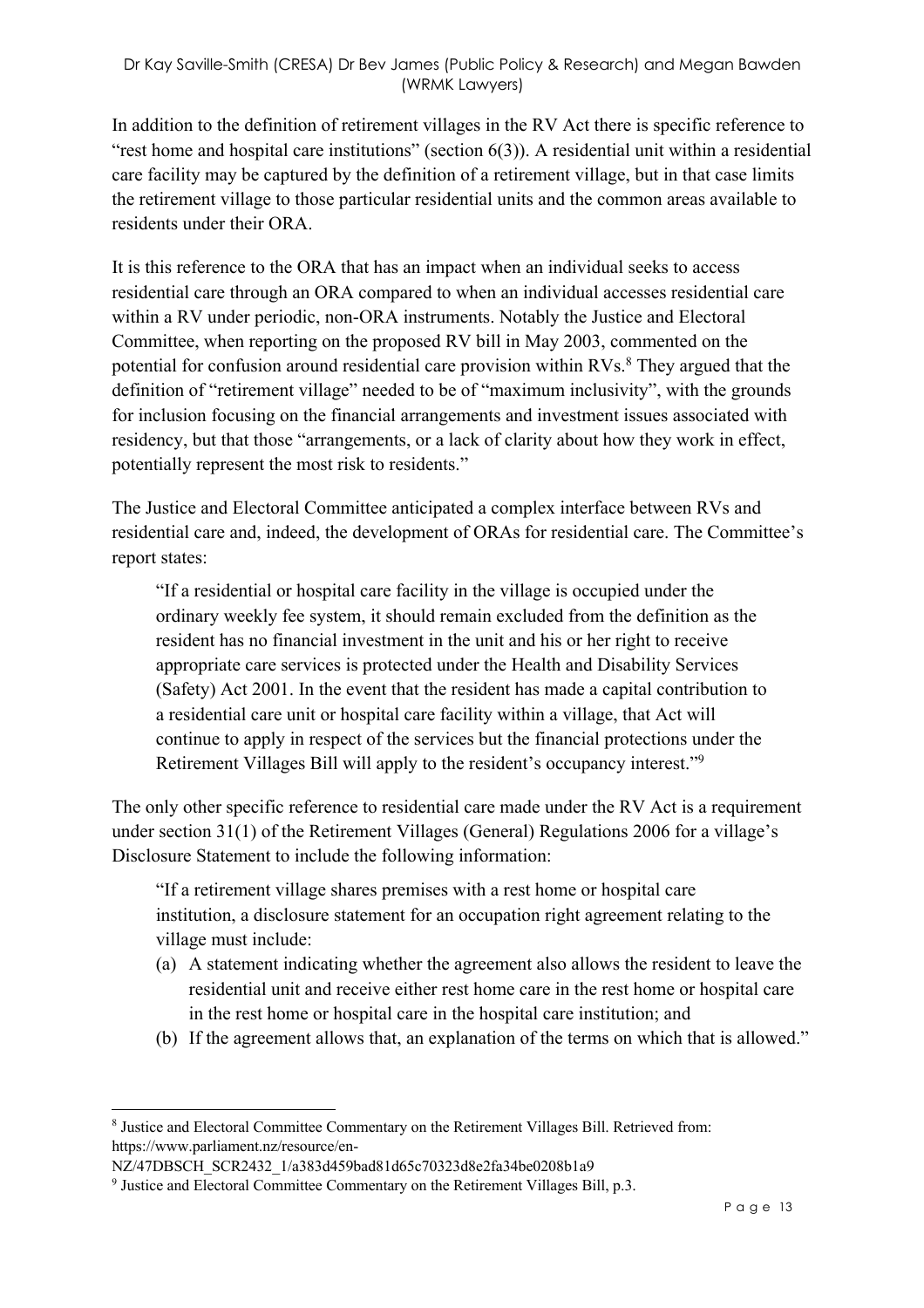In addition to the definition of retirement villages in the RV Act there is specific reference to "rest home and hospital care institutions" (section 6(3)). A residential unit within a residential care facility may be captured by the definition of a retirement village, but in that case limits the retirement village to those particular residential units and the common areas available to residents under their ORA.

It is this reference to the ORA that has an impact when an individual seeks to access residential care through an ORA compared to when an individual accesses residential care within a RV under periodic, non-ORA instruments. Notably the Justice and Electoral Committee, when reporting on the proposed RV bill in May 2003, commented on the potential for confusion around residential care provision within RVs.[8] They argued that the definition of "retirement village" needed to be of "maximum inclusivity", with the grounds for inclusion focusing on the financial arrangements and investment issues associated with residency, but that those "arrangements, or a lack of clarity about how they work in effect, potentially represent the most risk to residents."

The Justice and Electoral Committee anticipated a complex interface between RVs and residential care and, indeed, the development of ORAs for residential care. The Committee's report states:

> "If a residential or hospital care facility in the village is occupied under the ordinary weekly fee system, it should remain excluded from the definition as the resident has no financial investment in the unit and his or her right to receive appropriate care services is protected under the Health and Disability Services (Safety) Act 2001. In the event that the resident has made a capital contribution to a residential care unit or hospital care facility within a village, that Act will continue to apply in respect of the services but the financial protections under the Retirement Villages Bill will apply to the resident's occupancy interest."[9]

The only other specific reference to residential care made under the RV Act is a requirement under section 31(1) of the Retirement Villages (General) Regulations 2006 for a village's Disclosure Statement to include the following information:

> "If a retirement village shares premises with a rest home or hospital care institution, a disclosure statement for an occupation right agreement relating to the village must include:
>
> (a) A statement indicating whether the agreement also allows the resident to leave the residential unit and receive either rest home care in the rest home or hospital care in the rest home or hospital care in the hospital care institution; and
> (b) If the agreement allows that, an explanation of the terms on which that is allowed."

---

[8] Justice and Electoral Committee Commentary on the Retirement Villages Bill. Retrieved from: https://www.parliament.nz/resource/en-NZ/47DBSCH_SCR2432_1/a383d459bad81d65c70323d8e2fa34be0208b1a9

[9] Justice and Electoral Committee Commentary on the Retirement Villages Bill, p.3.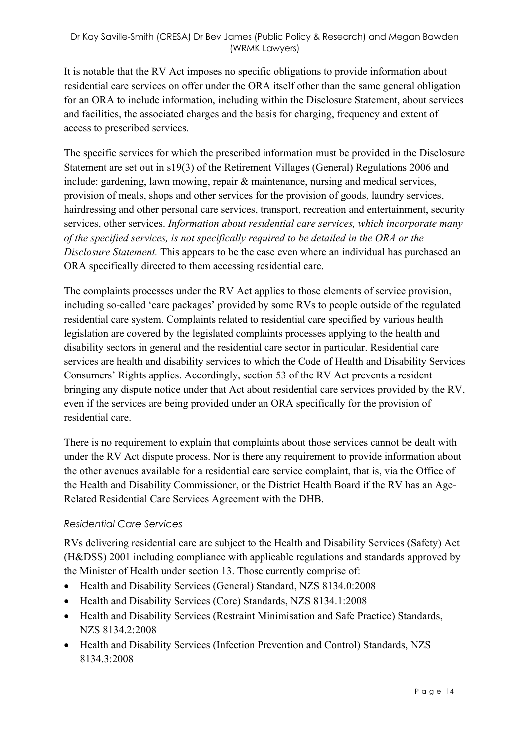It is notable that the RV Act imposes no specific obligations to provide information about residential care services on offer under the ORA itself other than the same general obligation for an ORA to include information, including within the Disclosure Statement, about services and facilities, the associated charges and the basis for charging, frequency and extent of access to prescribed services.

The specific services for which the prescribed information must be provided in the Disclosure Statement are set out in s19(3) of the Retirement Villages (General) Regulations 2006 and include: gardening, lawn mowing, repair & maintenance, nursing and medical services, provision of meals, shops and other services for the provision of goods, laundry services, hairdressing and other personal care services, transport, recreation and entertainment, security services, other services. *Information about residential care services, which incorporate many of the specified services, is not specifically required to be detailed in the ORA or the Disclosure Statement.* This appears to be the case even where an individual has purchased an ORA specifically directed to them accessing residential care.

The complaints processes under the RV Act applies to those elements of service provision, including so-called 'care packages' provided by some RVs to people outside of the regulated residential care system. Complaints related to residential care specified by various health legislation are covered by the legislated complaints processes applying to the health and disability sectors in general and the residential care sector in particular. Residential care services are health and disability services to which the Code of Health and Disability Services Consumers' Rights applies. Accordingly, section 53 of the RV Act prevents a resident bringing any dispute notice under that Act about residential care services provided by the RV, even if the services are being provided under an ORA specifically for the provision of residential care.

There is no requirement to explain that complaints about those services cannot be dealt with under the RV Act dispute process. Nor is there any requirement to provide information about the other avenues available for a residential care service complaint, that is, via the Office of the Health and Disability Commissioner, or the District Health Board if the RV has an Age-Related Residential Care Services Agreement with the DHB.

### *Residential Care Services*

RVs delivering residential care are subject to the Health and Disability Services (Safety) Act (H&DSS) 2001 including compliance with applicable regulations and standards approved by the Minister of Health under section 13. Those currently comprise of:

- Health and Disability Services (General) Standard, NZS 8134.0:2008
- Health and Disability Services (Core) Standards, NZS 8134.1:2008
- Health and Disability Services (Restraint Minimisation and Safe Practice) Standards, NZS 8134.2:2008
- Health and Disability Services (Infection Prevention and Control) Standards, NZS 8134.3:2008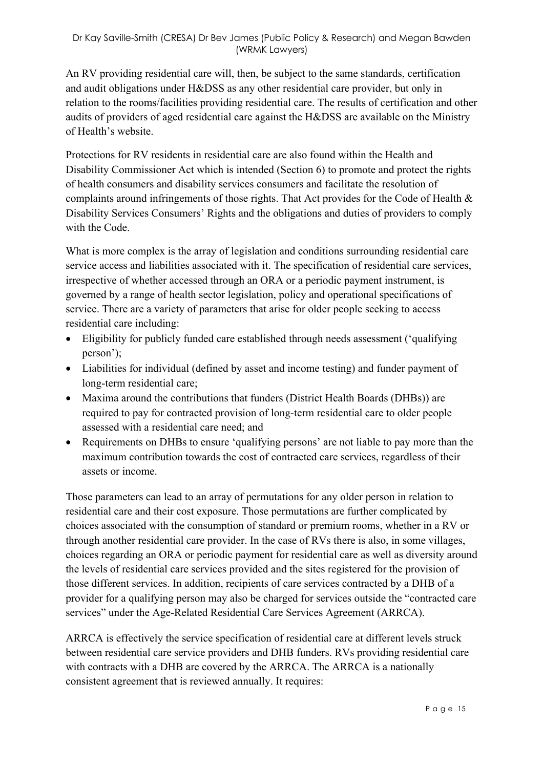An RV providing residential care will, then, be subject to the same standards, certification and audit obligations under H&DSS as any other residential care provider, but only in relation to the rooms/facilities providing residential care. The results of certification and other audits of providers of aged residential care against the H&DSS are available on the Ministry of Health's website.

Protections for RV residents in residential care are also found within the Health and Disability Commissioner Act which is intended (Section 6) to promote and protect the rights of health consumers and disability services consumers and facilitate the resolution of complaints around infringements of those rights. That Act provides for the Code of Health & Disability Services Consumers' Rights and the obligations and duties of providers to comply with the Code.

What is more complex is the array of legislation and conditions surrounding residential care service access and liabilities associated with it. The specification of residential care services, irrespective of whether accessed through an ORA or a periodic payment instrument, is governed by a range of health sector legislation, policy and operational specifications of service. There are a variety of parameters that arise for older people seeking to access residential care including:

- Eligibility for publicly funded care established through needs assessment ('qualifying person');
- Liabilities for individual (defined by asset and income testing) and funder payment of long-term residential care;
- Maxima around the contributions that funders (District Health Boards (DHBs)) are required to pay for contracted provision of long-term residential care to older people assessed with a residential care need; and
- Requirements on DHBs to ensure 'qualifying persons' are not liable to pay more than the maximum contribution towards the cost of contracted care services, regardless of their assets or income.

Those parameters can lead to an array of permutations for any older person in relation to residential care and their cost exposure. Those permutations are further complicated by choices associated with the consumption of standard or premium rooms, whether in a RV or through another residential care provider. In the case of RVs there is also, in some villages, choices regarding an ORA or periodic payment for residential care as well as diversity around the levels of residential care services provided and the sites registered for the provision of those different services. In addition, recipients of care services contracted by a DHB of a provider for a qualifying person may also be charged for services outside the "contracted care services" under the Age-Related Residential Care Services Agreement (ARRCA).

ARRCA is effectively the service specification of residential care at different levels struck between residential care service providers and DHB funders. RVs providing residential care with contracts with a DHB are covered by the ARRCA. The ARRCA is a nationally consistent agreement that is reviewed annually. It requires: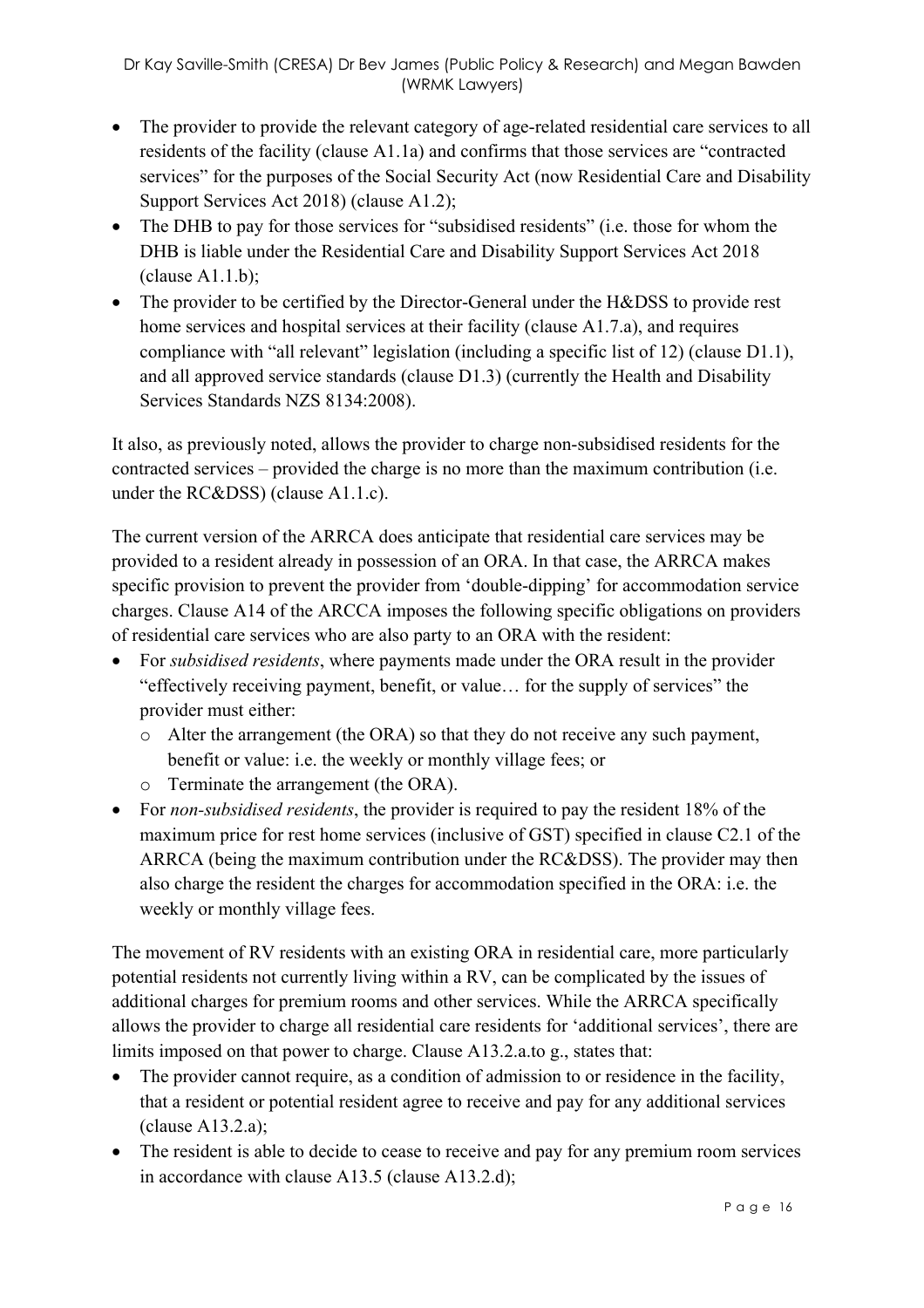- The provider to provide the relevant category of age-related residential care services to all residents of the facility (clause A1.1a) and confirms that those services are "contracted services" for the purposes of the Social Security Act (now Residential Care and Disability Support Services Act 2018) (clause A1.2);
- The DHB to pay for those services for "subsidised residents" (i.e. those for whom the DHB is liable under the Residential Care and Disability Support Services Act 2018 (clause A1.1.b);
- The provider to be certified by the Director-General under the H&DSS to provide rest home services and hospital services at their facility (clause A1.7.a), and requires compliance with "all relevant" legislation (including a specific list of 12) (clause D1.1), and all approved service standards (clause D1.3) (currently the Health and Disability Services Standards NZS 8134:2008).

It also, as previously noted, allows the provider to charge non-subsidised residents for the contracted services – provided the charge is no more than the maximum contribution (i.e. under the RC&DSS) (clause A1.1.c).

The current version of the ARRCA does anticipate that residential care services may be provided to a resident already in possession of an ORA. In that case, the ARRCA makes specific provision to prevent the provider from 'double-dipping' for accommodation service charges. Clause A14 of the ARCCA imposes the following specific obligations on providers of residential care services who are also party to an ORA with the resident:

- For *subsidised residents*, where payments made under the ORA result in the provider "effectively receiving payment, benefit, or value… for the supply of services" the provider must either:
  - Alter the arrangement (the ORA) so that they do not receive any such payment, benefit or value: i.e. the weekly or monthly village fees; or
  - Terminate the arrangement (the ORA).
- For *non-subsidised residents*, the provider is required to pay the resident 18% of the maximum price for rest home services (inclusive of GST) specified in clause C2.1 of the ARRCA (being the maximum contribution under the RC&DSS). The provider may then also charge the resident the charges for accommodation specified in the ORA: i.e. the weekly or monthly village fees.

The movement of RV residents with an existing ORA in residential care, more particularly potential residents not currently living within a RV, can be complicated by the issues of additional charges for premium rooms and other services. While the ARRCA specifically allows the provider to charge all residential care residents for 'additional services', there are limits imposed on that power to charge. Clause A13.2.a.to g., states that:

- The provider cannot require, as a condition of admission to or residence in the facility, that a resident or potential resident agree to receive and pay for any additional services (clause A13.2.a);
- The resident is able to decide to cease to receive and pay for any premium room services in accordance with clause A13.5 (clause A13.2.d);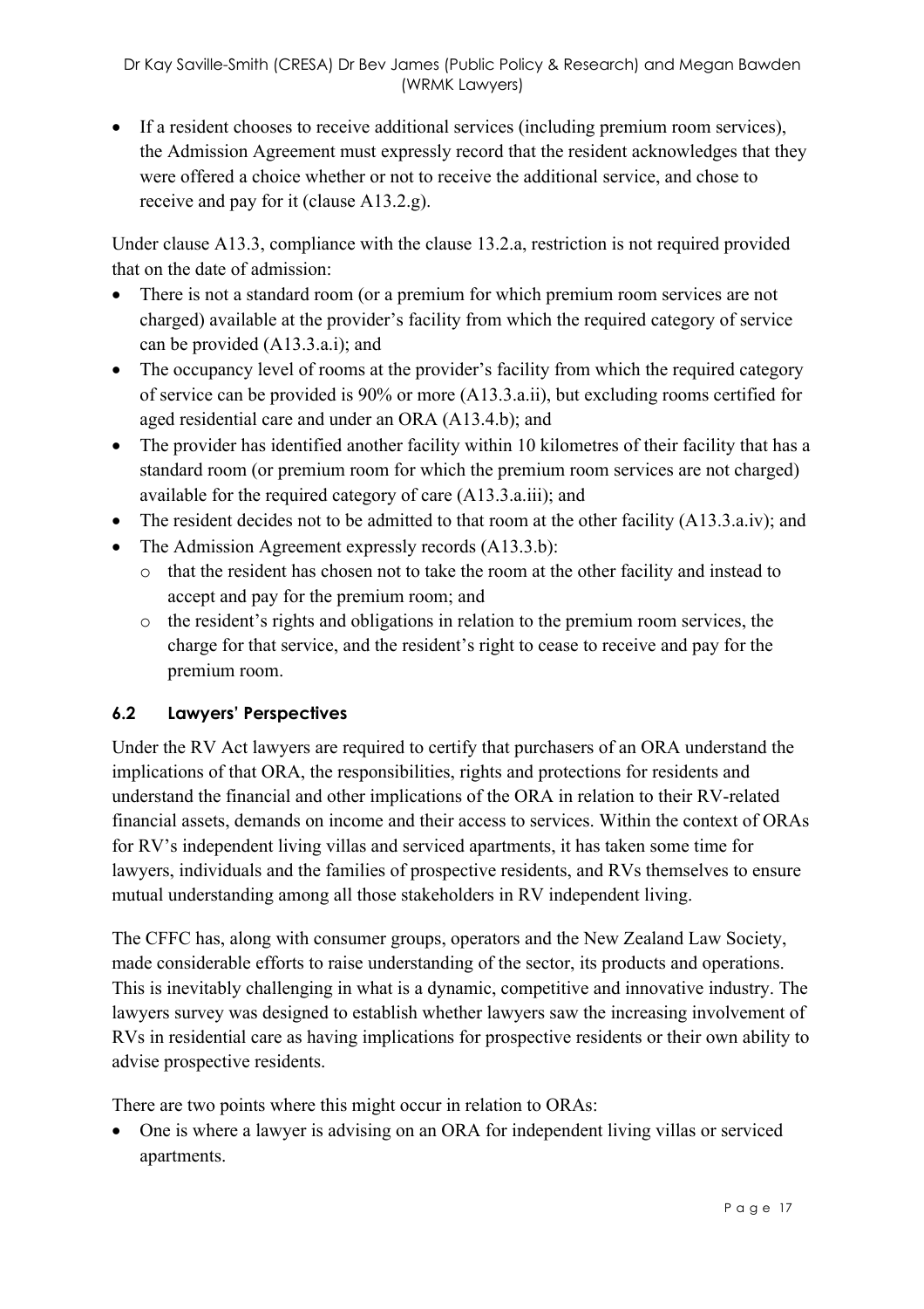- If a resident chooses to receive additional services (including premium room services), the Admission Agreement must expressly record that the resident acknowledges that they were offered a choice whether or not to receive the additional service, and chose to receive and pay for it (clause A13.2.g).

Under clause A13.3, compliance with the clause 13.2.a, restriction is not required provided that on the date of admission:

- There is not a standard room (or a premium for which premium room services are not charged) available at the provider's facility from which the required category of service can be provided (A13.3.a.i); and
- The occupancy level of rooms at the provider's facility from which the required category of service can be provided is 90% or more (A13.3.a.ii), but excluding rooms certified for aged residential care and under an ORA (A13.4.b); and
- The provider has identified another facility within 10 kilometres of their facility that has a standard room (or premium room for which the premium room services are not charged) available for the required category of care (A13.3.a.iii); and
- The resident decides not to be admitted to that room at the other facility (A13.3.a.iv); and
- The Admission Agreement expressly records (A13.3.b):
  - that the resident has chosen not to take the room at the other facility and instead to accept and pay for the premium room; and
  - the resident's rights and obligations in relation to the premium room services, the charge for that service, and the resident's right to cease to receive and pay for the premium room.

### 6.2 Lawyers' Perspectives

Under the RV Act lawyers are required to certify that purchasers of an ORA understand the implications of that ORA, the responsibilities, rights and protections for residents and understand the financial and other implications of the ORA in relation to their RV-related financial assets, demands on income and their access to services. Within the context of ORAs for RV's independent living villas and serviced apartments, it has taken some time for lawyers, individuals and the families of prospective residents, and RVs themselves to ensure mutual understanding among all those stakeholders in RV independent living.

The CFFC has, along with consumer groups, operators and the New Zealand Law Society, made considerable efforts to raise understanding of the sector, its products and operations. This is inevitably challenging in what is a dynamic, competitive and innovative industry. The lawyers survey was designed to establish whether lawyers saw the increasing involvement of RVs in residential care as having implications for prospective residents or their own ability to advise prospective residents.

There are two points where this might occur in relation to ORAs:

- One is where a lawyer is advising on an ORA for independent living villas or serviced apartments.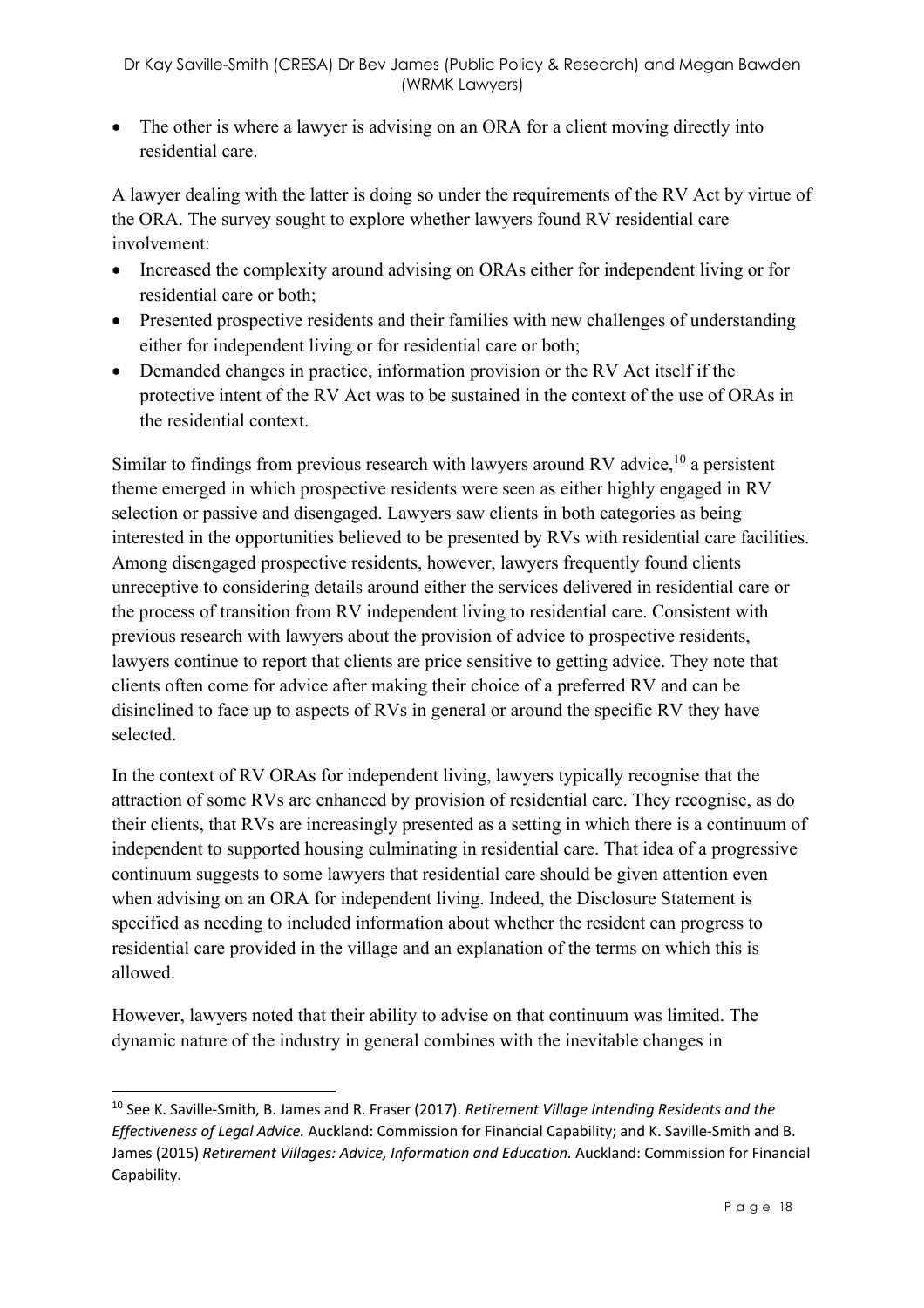- The other is where a lawyer is advising on an ORA for a client moving directly into residential care.

A lawyer dealing with the latter is doing so under the requirements of the RV Act by virtue of the ORA. The survey sought to explore whether lawyers found RV residential care involvement:

- Increased the complexity around advising on ORAs either for independent living or for residential care or both;
- Presented prospective residents and their families with new challenges of understanding either for independent living or for residential care or both;
- Demanded changes in practice, information provision or the RV Act itself if the protective intent of the RV Act was to be sustained in the context of the use of ORAs in the residential context.

Similar to findings from previous research with lawyers around RV advice,[10] a persistent theme emerged in which prospective residents were seen as either highly engaged in RV selection or passive and disengaged. Lawyers saw clients in both categories as being interested in the opportunities believed to be presented by RVs with residential care facilities. Among disengaged prospective residents, however, lawyers frequently found clients unreceptive to considering details around either the services delivered in residential care or the process of transition from RV independent living to residential care. Consistent with previous research with lawyers about the provision of advice to prospective residents, lawyers continue to report that clients are price sensitive to getting advice. They note that clients often come for advice after making their choice of a preferred RV and can be disinclined to face up to aspects of RVs in general or around the specific RV they have selected.

In the context of RV ORAs for independent living, lawyers typically recognise that the attraction of some RVs are enhanced by provision of residential care. They recognise, as do their clients, that RVs are increasingly presented as a setting in which there is a continuum of independent to supported housing culminating in residential care. That idea of a progressive continuum suggests to some lawyers that residential care should be given attention even when advising on an ORA for independent living. Indeed, the Disclosure Statement is specified as needing to included information about whether the resident can progress to residential care provided in the village and an explanation of the terms on which this is allowed.

However, lawyers noted that their ability to advise on that continuum was limited. The dynamic nature of the industry in general combines with the inevitable changes in

---

[10] See K. Saville-Smith, B. James and R. Fraser (2017). *Retirement Village Intending Residents and the Effectiveness of Legal Advice.* Auckland: Commission for Financial Capability; and K. Saville-Smith and B. James (2015) *Retirement Villages: Advice, Information and Education.* Auckland: Commission for Financial Capability.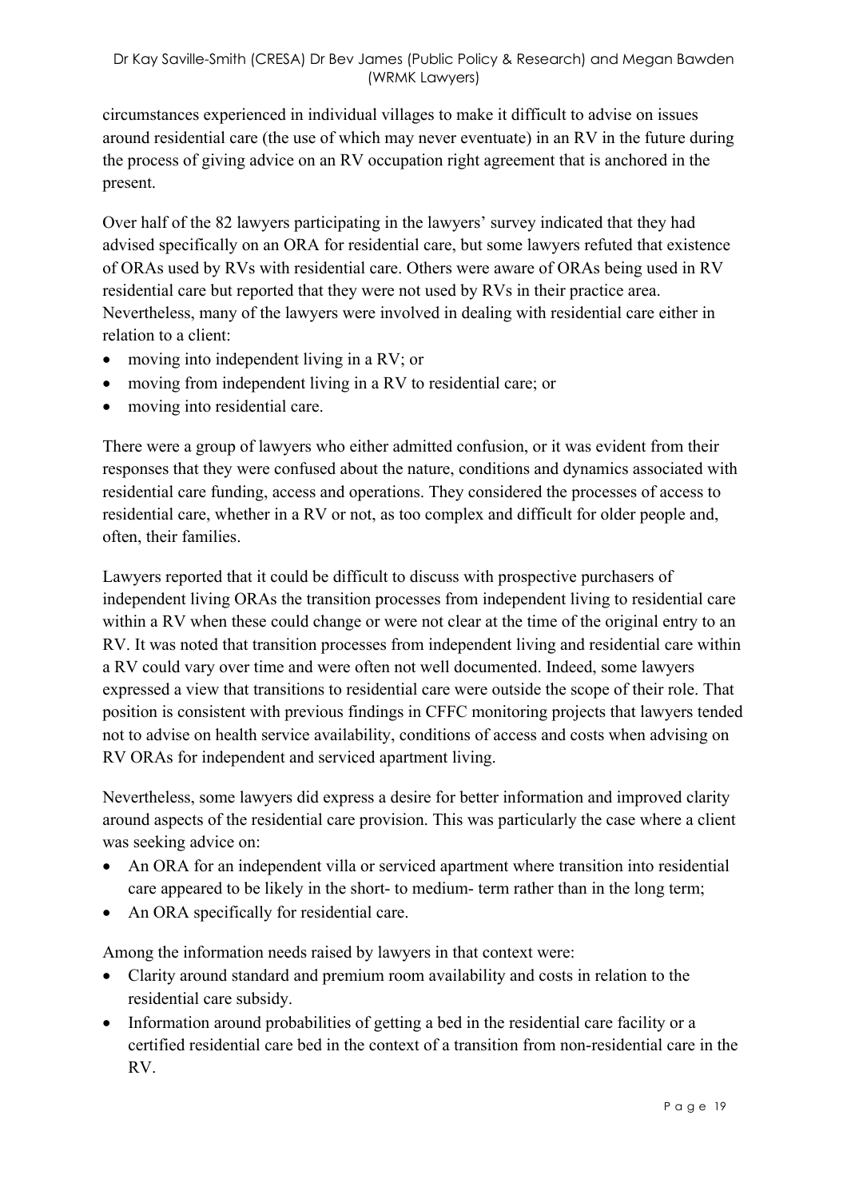circumstances experienced in individual villages to make it difficult to advise on issues around residential care (the use of which may never eventuate) in an RV in the future during the process of giving advice on an RV occupation right agreement that is anchored in the present.

Over half of the 82 lawyers participating in the lawyers' survey indicated that they had advised specifically on an ORA for residential care, but some lawyers refuted that existence of ORAs used by RVs with residential care. Others were aware of ORAs being used in RV residential care but reported that they were not used by RVs in their practice area. Nevertheless, many of the lawyers were involved in dealing with residential care either in relation to a client:

- moving into independent living in a RV; or
- moving from independent living in a RV to residential care; or
- moving into residential care.

There were a group of lawyers who either admitted confusion, or it was evident from their responses that they were confused about the nature, conditions and dynamics associated with residential care funding, access and operations. They considered the processes of access to residential care, whether in a RV or not, as too complex and difficult for older people and, often, their families.

Lawyers reported that it could be difficult to discuss with prospective purchasers of independent living ORAs the transition processes from independent living to residential care within a RV when these could change or were not clear at the time of the original entry to an RV. It was noted that transition processes from independent living and residential care within a RV could vary over time and were often not well documented. Indeed, some lawyers expressed a view that transitions to residential care were outside the scope of their role. That position is consistent with previous findings in CFFC monitoring projects that lawyers tended not to advise on health service availability, conditions of access and costs when advising on RV ORAs for independent and serviced apartment living.

Nevertheless, some lawyers did express a desire for better information and improved clarity around aspects of the residential care provision. This was particularly the case where a client was seeking advice on:

- An ORA for an independent villa or serviced apartment where transition into residential care appeared to be likely in the short- to medium- term rather than in the long term;
- An ORA specifically for residential care.

Among the information needs raised by lawyers in that context were:

- Clarity around standard and premium room availability and costs in relation to the residential care subsidy.
- Information around probabilities of getting a bed in the residential care facility or a certified residential care bed in the context of a transition from non-residential care in the RV.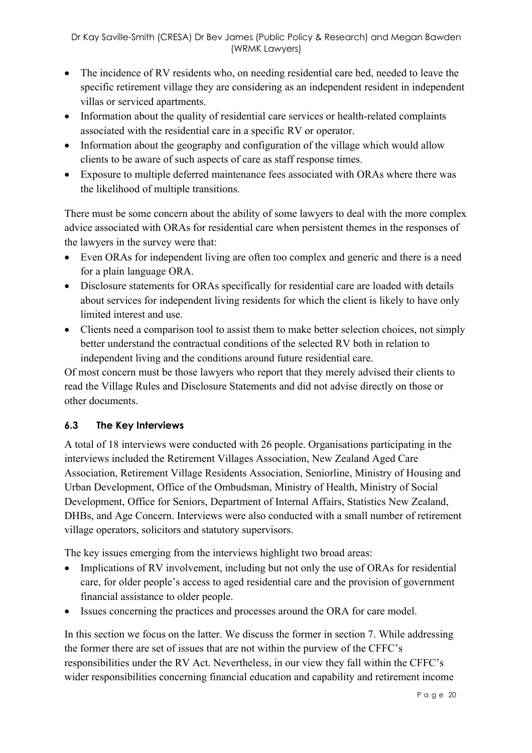- The incidence of RV residents who, on needing residential care bed, needed to leave the specific retirement village they are considering as an independent resident in independent villas or serviced apartments.
- Information about the quality of residential care services or health-related complaints associated with the residential care in a specific RV or operator.
- Information about the geography and configuration of the village which would allow clients to be aware of such aspects of care as staff response times.
- Exposure to multiple deferred maintenance fees associated with ORAs where there was the likelihood of multiple transitions.

There must be some concern about the ability of some lawyers to deal with the more complex advice associated with ORAs for residential care when persistent themes in the responses of the lawyers in the survey were that:

- Even ORAs for independent living are often too complex and generic and there is a need for a plain language ORA.
- Disclosure statements for ORAs specifically for residential care are loaded with details about services for independent living residents for which the client is likely to have only limited interest and use.
- Clients need a comparison tool to assist them to make better selection choices, not simply better understand the contractual conditions of the selected RV both in relation to independent living and the conditions around future residential care.

Of most concern must be those lawyers who report that they merely advised their clients to read the Village Rules and Disclosure Statements and did not advise directly on those or other documents.

### 6.3 The Key Interviews

A total of 18 interviews were conducted with 26 people. Organisations participating in the interviews included the Retirement Villages Association, New Zealand Aged Care Association, Retirement Village Residents Association, Seniorline, Ministry of Housing and Urban Development, Office of the Ombudsman, Ministry of Health, Ministry of Social Development, Office for Seniors, Department of Internal Affairs, Statistics New Zealand, DHBs, and Age Concern. Interviews were also conducted with a small number of retirement village operators, solicitors and statutory supervisors.

The key issues emerging from the interviews highlight two broad areas:

- Implications of RV involvement, including but not only the use of ORAs for residential care, for older people's access to aged residential care and the provision of government financial assistance to older people.
- Issues concerning the practices and processes around the ORA for care model.

In this section we focus on the latter. We discuss the former in section 7. While addressing the former there are set of issues that are not within the purview of the CFFC's responsibilities under the RV Act. Nevertheless, in our view they fall within the CFFC's wider responsibilities concerning financial education and capability and retirement income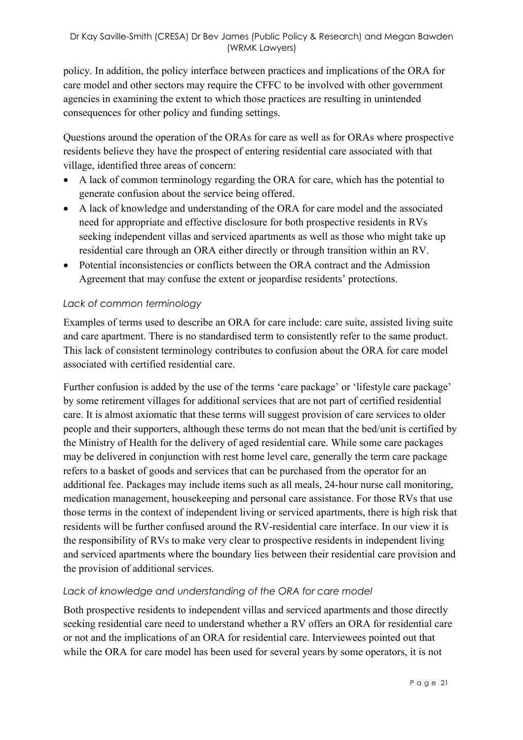policy. In addition, the policy interface between practices and implications of the ORA for care model and other sectors may require the CFFC to be involved with other government agencies in examining the extent to which those practices are resulting in unintended consequences for other policy and funding settings.

Questions around the operation of the ORAs for care as well as for ORAs where prospective residents believe they have the prospect of entering residential care associated with that village, identified three areas of concern:

- A lack of common terminology regarding the ORA for care, which has the potential to generate confusion about the service being offered.
- A lack of knowledge and understanding of the ORA for care model and the associated need for appropriate and effective disclosure for both prospective residents in RVs seeking independent villas and serviced apartments as well as those who might take up residential care through an ORA either directly or through transition within an RV.
- Potential inconsistencies or conflicts between the ORA contract and the Admission Agreement that may confuse the extent or jeopardise residents' protections.

### *Lack of common terminology*

Examples of terms used to describe an ORA for care include: care suite, assisted living suite and care apartment. There is no standardised term to consistently refer to the same product. This lack of consistent terminology contributes to confusion about the ORA for care model associated with certified residential care.

Further confusion is added by the use of the terms 'care package' or 'lifestyle care package' by some retirement villages for additional services that are not part of certified residential care. It is almost axiomatic that these terms will suggest provision of care services to older people and their supporters, although these terms do not mean that the bed/unit is certified by the Ministry of Health for the delivery of aged residential care. While some care packages may be delivered in conjunction with rest home level care, generally the term care package refers to a basket of goods and services that can be purchased from the operator for an additional fee. Packages may include items such as all meals, 24-hour nurse call monitoring, medication management, housekeeping and personal care assistance. For those RVs that use those terms in the context of independent living or serviced apartments, there is high risk that residents will be further confused around the RV-residential care interface. In our view it is the responsibility of RVs to make very clear to prospective residents in independent living and serviced apartments where the boundary lies between their residential care provision and the provision of additional services.

### *Lack of knowledge and understanding of the ORA for care model*

Both prospective residents to independent villas and serviced apartments and those directly seeking residential care need to understand whether a RV offers an ORA for residential care or not and the implications of an ORA for residential care. Interviewees pointed out that while the ORA for care model has been used for several years by some operators, it is not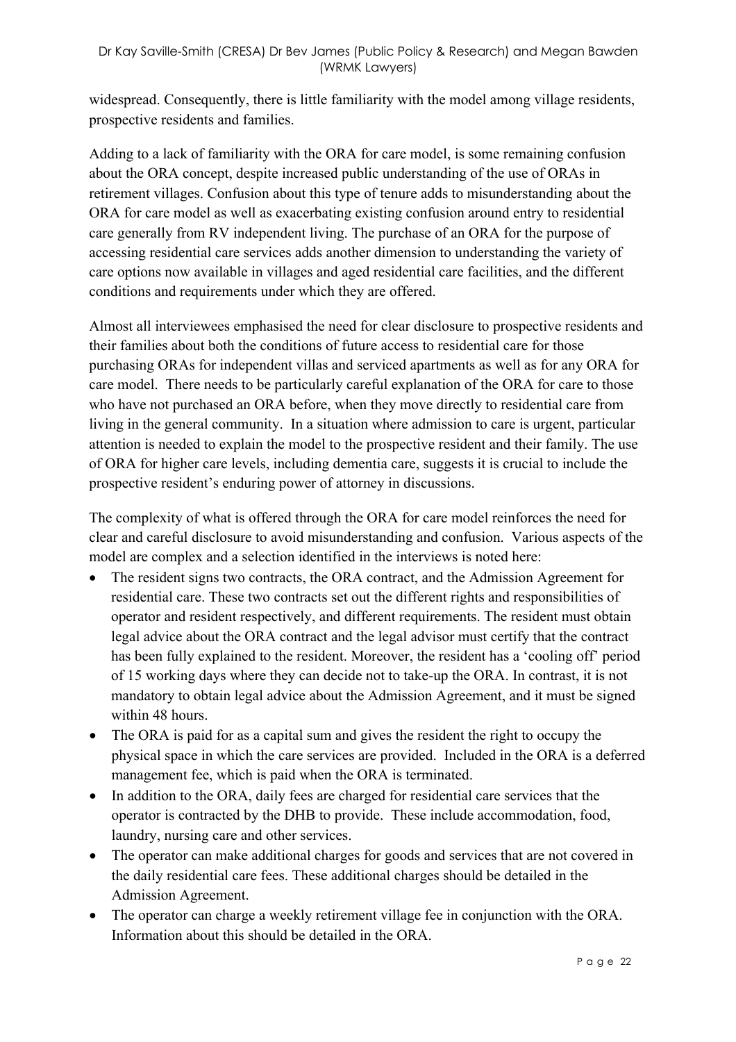widespread. Consequently, there is little familiarity with the model among village residents, prospective residents and families.

Adding to a lack of familiarity with the ORA for care model, is some remaining confusion about the ORA concept, despite increased public understanding of the use of ORAs in retirement villages. Confusion about this type of tenure adds to misunderstanding about the ORA for care model as well as exacerbating existing confusion around entry to residential care generally from RV independent living. The purchase of an ORA for the purpose of accessing residential care services adds another dimension to understanding the variety of care options now available in villages and aged residential care facilities, and the different conditions and requirements under which they are offered.

Almost all interviewees emphasised the need for clear disclosure to prospective residents and their families about both the conditions of future access to residential care for those purchasing ORAs for independent villas and serviced apartments as well as for any ORA for care model. There needs to be particularly careful explanation of the ORA for care to those who have not purchased an ORA before, when they move directly to residential care from living in the general community. In a situation where admission to care is urgent, particular attention is needed to explain the model to the prospective resident and their family. The use of ORA for higher care levels, including dementia care, suggests it is crucial to include the prospective resident's enduring power of attorney in discussions.

The complexity of what is offered through the ORA for care model reinforces the need for clear and careful disclosure to avoid misunderstanding and confusion. Various aspects of the model are complex and a selection identified in the interviews is noted here:

- The resident signs two contracts, the ORA contract, and the Admission Agreement for residential care. These two contracts set out the different rights and responsibilities of operator and resident respectively, and different requirements. The resident must obtain legal advice about the ORA contract and the legal advisor must certify that the contract has been fully explained to the resident. Moreover, the resident has a 'cooling off' period of 15 working days where they can decide not to take-up the ORA. In contrast, it is not mandatory to obtain legal advice about the Admission Agreement, and it must be signed within 48 hours.
- The ORA is paid for as a capital sum and gives the resident the right to occupy the physical space in which the care services are provided. Included in the ORA is a deferred management fee, which is paid when the ORA is terminated.
- In addition to the ORA, daily fees are charged for residential care services that the operator is contracted by the DHB to provide. These include accommodation, food, laundry, nursing care and other services.
- The operator can make additional charges for goods and services that are not covered in the daily residential care fees. These additional charges should be detailed in the Admission Agreement.
- The operator can charge a weekly retirement village fee in conjunction with the ORA. Information about this should be detailed in the ORA.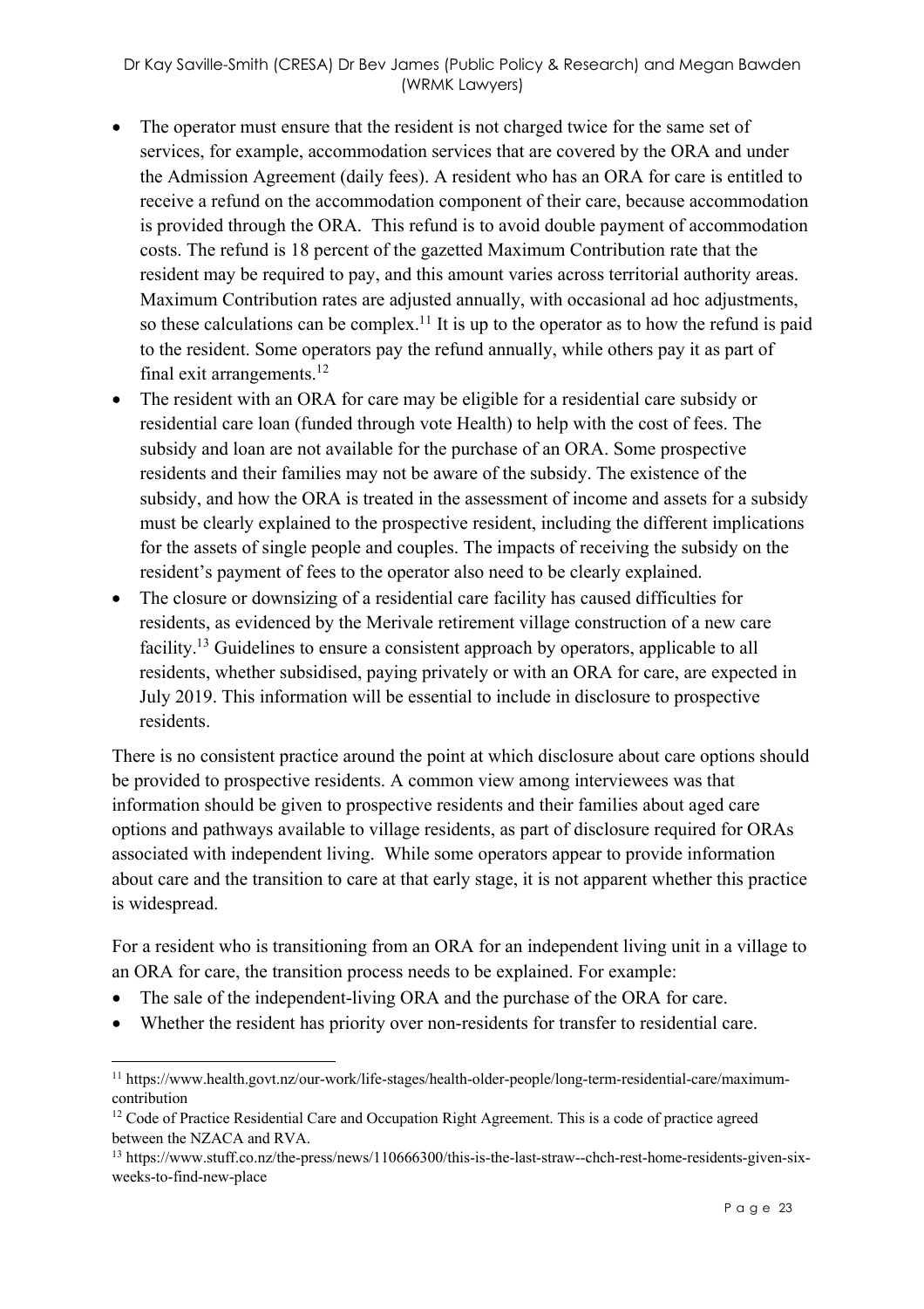- The operator must ensure that the resident is not charged twice for the same set of services, for example, accommodation services that are covered by the ORA and under the Admission Agreement (daily fees). A resident who has an ORA for care is entitled to receive a refund on the accommodation component of their care, because accommodation is provided through the ORA. This refund is to avoid double payment of accommodation costs. The refund is 18 percent of the gazetted Maximum Contribution rate that the resident may be required to pay, and this amount varies across territorial authority areas. Maximum Contribution rates are adjusted annually, with occasional ad hoc adjustments, so these calculations can be complex.[11] It is up to the operator as to how the refund is paid to the resident. Some operators pay the refund annually, while others pay it as part of final exit arrangements.[12]
- The resident with an ORA for care may be eligible for a residential care subsidy or residential care loan (funded through vote Health) to help with the cost of fees. The subsidy and loan are not available for the purchase of an ORA. Some prospective residents and their families may not be aware of the subsidy. The existence of the subsidy, and how the ORA is treated in the assessment of income and assets for a subsidy must be clearly explained to the prospective resident, including the different implications for the assets of single people and couples. The impacts of receiving the subsidy on the resident's payment of fees to the operator also need to be clearly explained.
- The closure or downsizing of a residential care facility has caused difficulties for residents, as evidenced by the Merivale retirement village construction of a new care facility.[13] Guidelines to ensure a consistent approach by operators, applicable to all residents, whether subsidised, paying privately or with an ORA for care, are expected in July 2019. This information will be essential to include in disclosure to prospective residents.

There is no consistent practice around the point at which disclosure about care options should be provided to prospective residents. A common view among interviewees was that information should be given to prospective residents and their families about aged care options and pathways available to village residents, as part of disclosure required for ORAs associated with independent living. While some operators appear to provide information about care and the transition to care at that early stage, it is not apparent whether this practice is widespread.

For a resident who is transitioning from an ORA for an independent living unit in a village to an ORA for care, the transition process needs to be explained. For example:

- The sale of the independent-living ORA and the purchase of the ORA for care.
- Whether the resident has priority over non-residents for transfer to residential care.

[11] https://www.health.govt.nz/our-work/life-stages/health-older-people/long-term-residential-care/maximum-contribution

[12] Code of Practice Residential Care and Occupation Right Agreement. This is a code of practice agreed between the NZACA and RVA.

[13] https://www.stuff.co.nz/the-press/news/110666300/this-is-the-last-straw--chch-rest-home-residents-given-six-weeks-to-find-new-place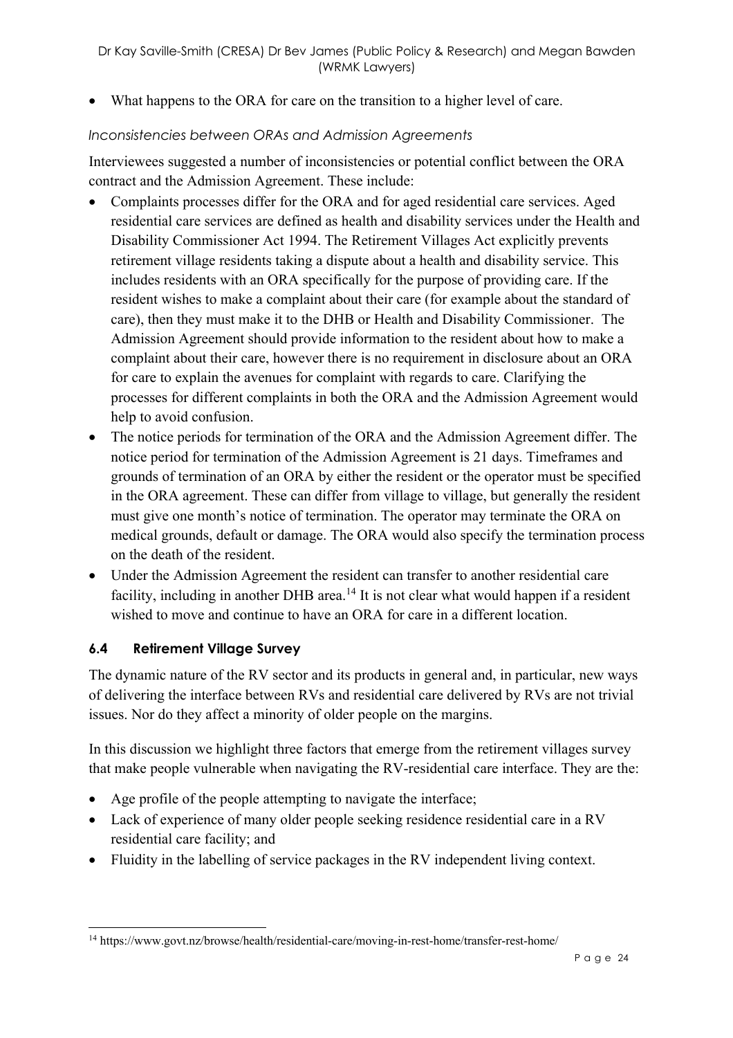- What happens to the ORA for care on the transition to a higher level of care.

*Inconsistencies between ORAs and Admission Agreements*

Interviewees suggested a number of inconsistencies or potential conflict between the ORA contract and the Admission Agreement. These include:

- Complaints processes differ for the ORA and for aged residential care services. Aged residential care services are defined as health and disability services under the Health and Disability Commissioner Act 1994. The Retirement Villages Act explicitly prevents retirement village residents taking a dispute about a health and disability service. This includes residents with an ORA specifically for the purpose of providing care. If the resident wishes to make a complaint about their care (for example about the standard of care), then they must make it to the DHB or Health and Disability Commissioner. The Admission Agreement should provide information to the resident about how to make a complaint about their care, however there is no requirement in disclosure about an ORA for care to explain the avenues for complaint with regards to care. Clarifying the processes for different complaints in both the ORA and the Admission Agreement would help to avoid confusion.
- The notice periods for termination of the ORA and the Admission Agreement differ. The notice period for termination of the Admission Agreement is 21 days. Timeframes and grounds of termination of an ORA by either the resident or the operator must be specified in the ORA agreement. These can differ from village to village, but generally the resident must give one month's notice of termination. The operator may terminate the ORA on medical grounds, default or damage. The ORA would also specify the termination process on the death of the resident.
- Under the Admission Agreement the resident can transfer to another residential care facility, including in another DHB area.[14] It is not clear what would happen if a resident wished to move and continue to have an ORA for care in a different location.

### 6.4 Retirement Village Survey

The dynamic nature of the RV sector and its products in general and, in particular, new ways of delivering the interface between RVs and residential care delivered by RVs are not trivial issues. Nor do they affect a minority of older people on the margins.

In this discussion we highlight three factors that emerge from the retirement villages survey that make people vulnerable when navigating the RV-residential care interface. They are the:

- Age profile of the people attempting to navigate the interface;
- Lack of experience of many older people seeking residence residential care in a RV residential care facility; and
- Fluidity in the labelling of service packages in the RV independent living context.

[14] https://www.govt.nz/browse/health/residential-care/moving-in-rest-home/transfer-rest-home/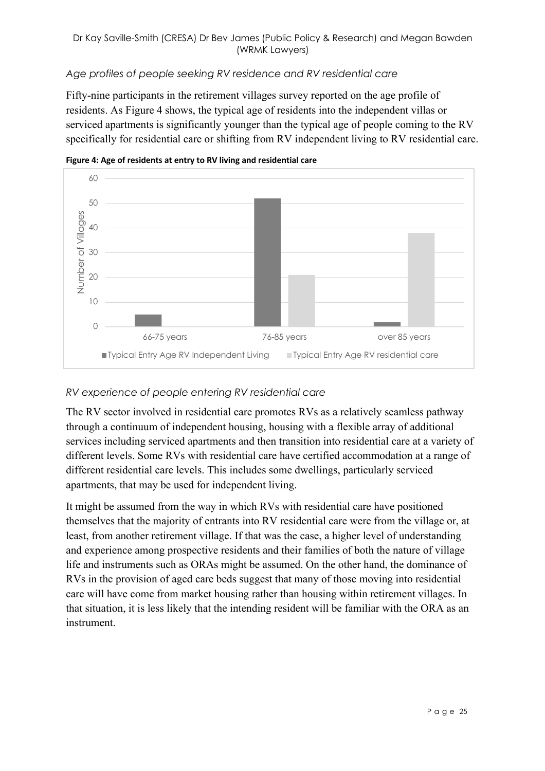*Age profiles of people seeking RV residence and RV residential care*

Fifty-nine participants in the retirement villages survey reported on the age profile of residents. As Figure 4 shows, the typical age of residents into the independent villas or serviced apartments is significantly younger than the typical age of people coming to the RV specifically for residential care or shifting from RV independent living to RV residential care.

**Figure 4: Age of residents at entry to RV living and residential care**

| | 66-75 years | 76-85 years | over 85 years |
|---|---|---|---|
| Typical Entry Age RV Independent Living | 5 | 52 | 2 |
| Typical Entry Age RV residential care | 0 | 21 | 38 |

*RV experience of people entering RV residential care*

The RV sector involved in residential care promotes RVs as a relatively seamless pathway through a continuum of independent housing, housing with a flexible array of additional services including serviced apartments and then transition into residential care at a variety of different levels. Some RVs with residential care have certified accommodation at a range of different residential care levels. This includes some dwellings, particularly serviced apartments, that may be used for independent living.

It might be assumed from the way in which RVs with residential care have positioned themselves that the majority of entrants into RV residential care were from the village or, at least, from another retirement village. If that was the case, a higher level of understanding and experience among prospective residents and their families of both the nature of village life and instruments such as ORAs might be assumed. On the other hand, the dominance of RVs in the provision of aged care beds suggest that many of those moving into residential care will have come from market housing rather than housing within retirement villages. In that situation, it is less likely that the intending resident will be familiar with the ORA as an instrument.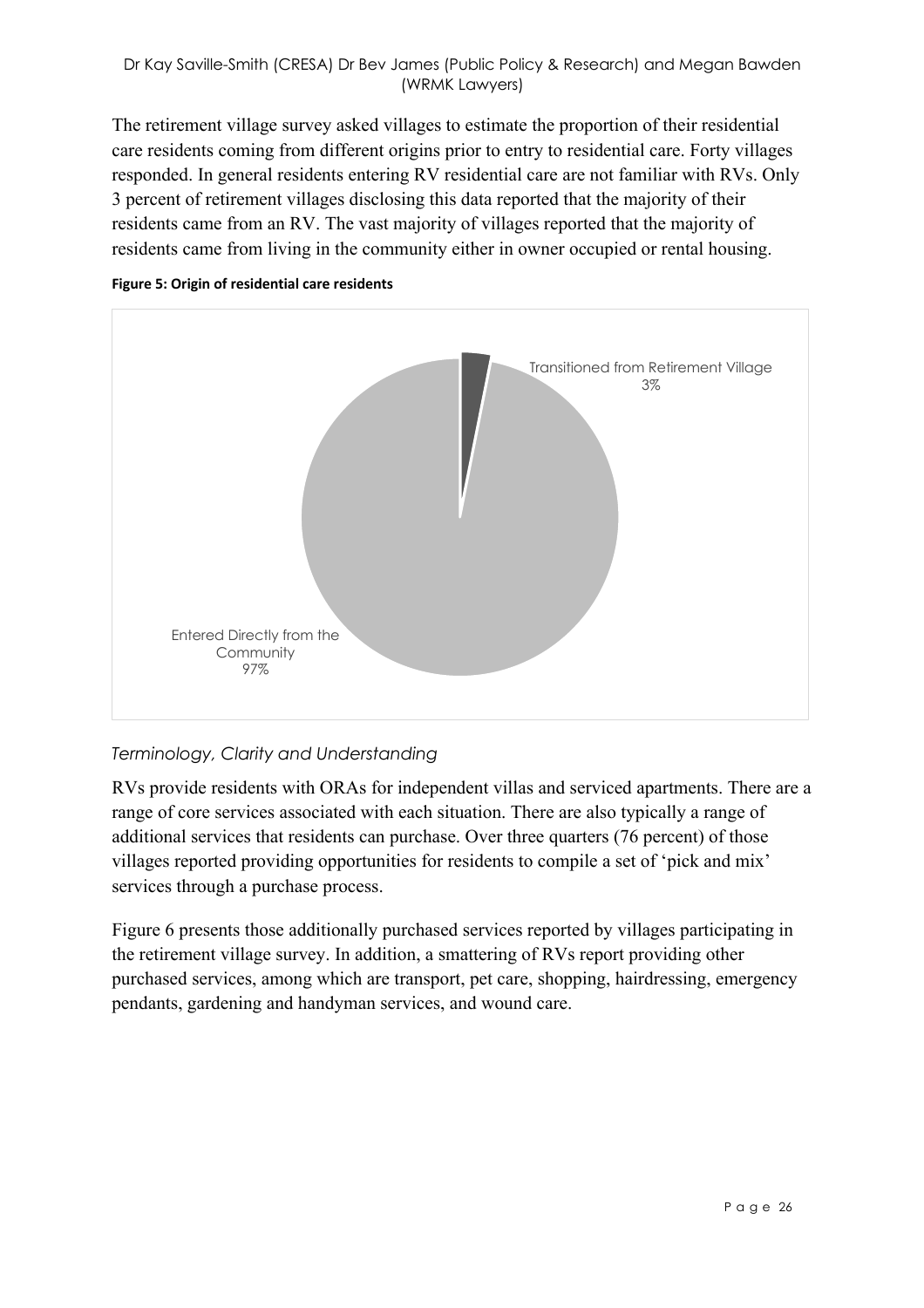The retirement village survey asked villages to estimate the proportion of their residential care residents coming from different origins prior to entry to residential care. Forty villages responded. In general residents entering RV residential care are not familiar with RVs. Only 3 percent of retirement villages disclosing this data reported that the majority of their residents came from an RV. The vast majority of villages reported that the majority of residents came from living in the community either in owner occupied or rental housing.

**Figure 5: Origin of residential care residents**

Transitioned from Retirement Village 3%

Entered Directly from the Community 97%

### *Terminology, Clarity and Understanding*

RVs provide residents with ORAs for independent villas and serviced apartments. There are a range of core services associated with each situation. There are also typically a range of additional services that residents can purchase. Over three quarters (76 percent) of those villages reported providing opportunities for residents to compile a set of 'pick and mix' services through a purchase process.

Figure 6 presents those additionally purchased services reported by villages participating in the retirement village survey. In addition, a smattering of RVs report providing other purchased services, among which are transport, pet care, shopping, hairdressing, emergency pendants, gardening and handyman services, and wound care.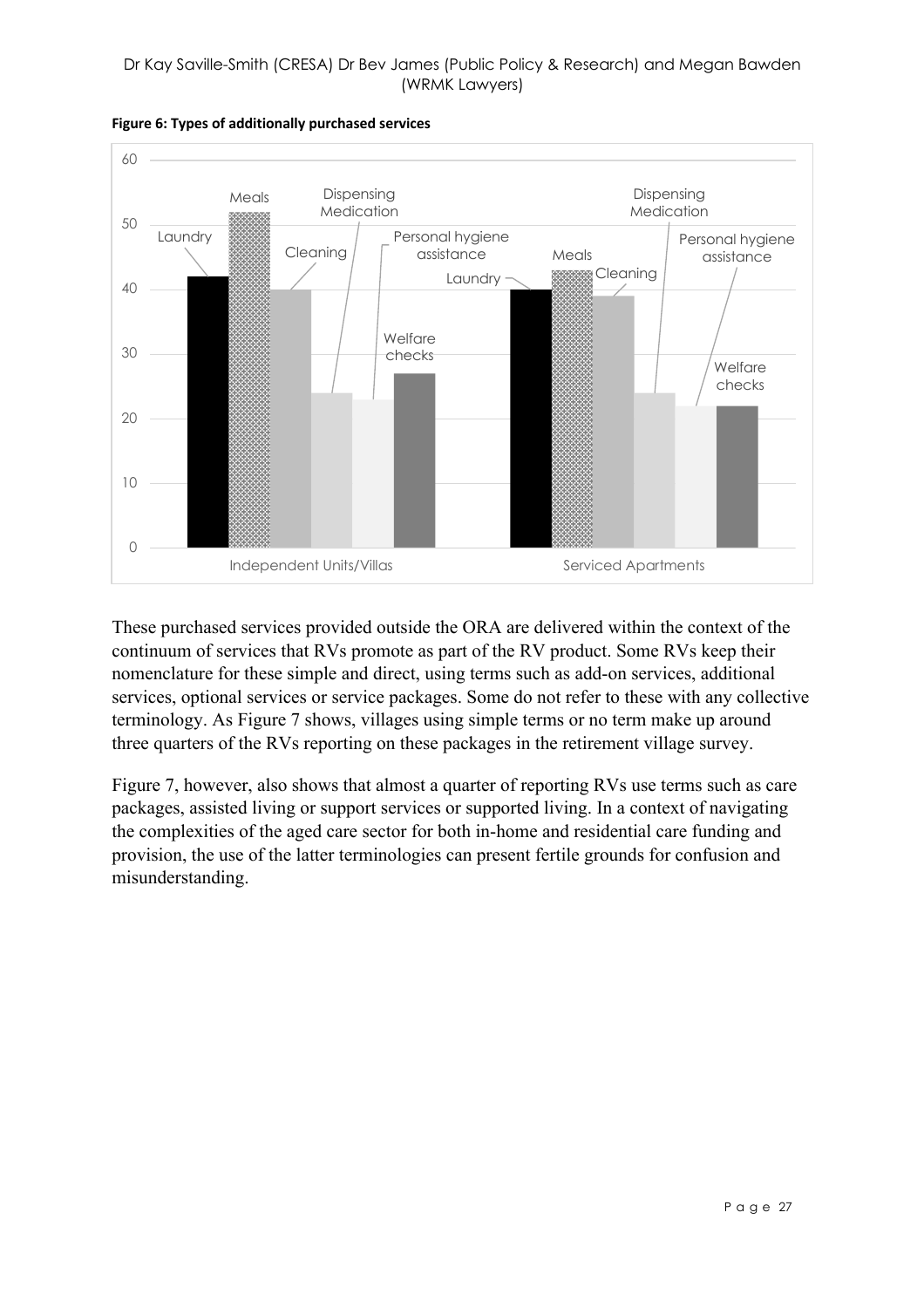**Figure 6: Types of additionally purchased services**

These purchased services provided outside the ORA are delivered within the context of the continuum of services that RVs promote as part of the RV product. Some RVs keep their nomenclature for these simple and direct, using terms such as add-on services, additional services, optional services or service packages. Some do not refer to these with any collective terminology. As Figure 7 shows, villages using simple terms or no term make up around three quarters of the RVs reporting on these packages in the retirement village survey.

Figure 7, however, also shows that almost a quarter of reporting RVs use terms such as care packages, assisted living or support services or supported living. In a context of navigating the complexities of the aged care sector for both in-home and residential care funding and provision, the use of the latter terminologies can present fertile grounds for confusion and misunderstanding.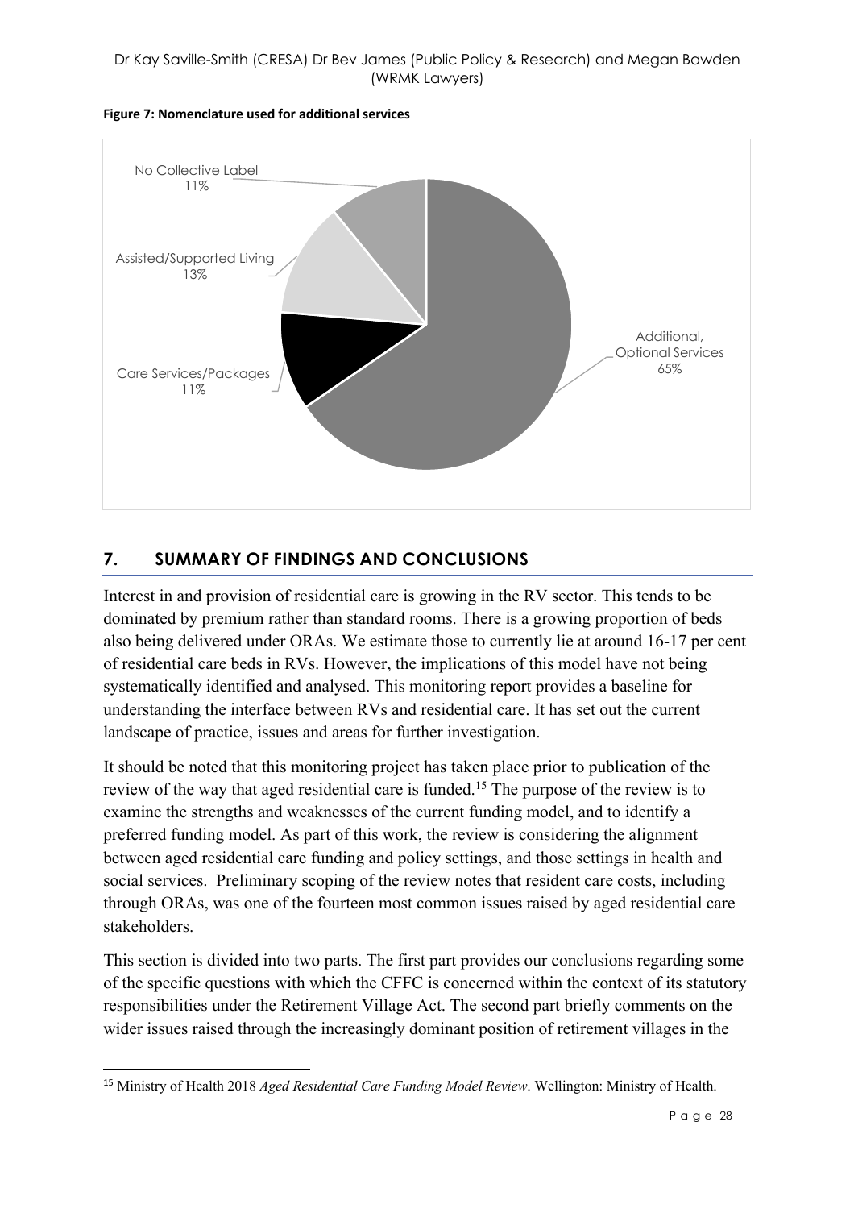**Figure 7: Nomenclature used for additional services**

| Label | Percentage |
| --- | --- |
| Additional, Optional Services | 65% |
| Assisted/Supported Living | 13% |
| Care Services/Packages | 11% |
| No Collective Label | 11% |

## 7. SUMMARY OF FINDINGS AND CONCLUSIONS

Interest in and provision of residential care is growing in the RV sector. This tends to be dominated by premium rather than standard rooms. There is a growing proportion of beds also being delivered under ORAs. We estimate those to currently lie at around 16-17 per cent of residential care beds in RVs. However, the implications of this model have not being systematically identified and analysed. This monitoring report provides a baseline for understanding the interface between RVs and residential care. It has set out the current landscape of practice, issues and areas for further investigation.

It should be noted that this monitoring project has taken place prior to publication of the review of the way that aged residential care is funded.[15] The purpose of the review is to examine the strengths and weaknesses of the current funding model, and to identify a preferred funding model. As part of this work, the review is considering the alignment between aged residential care funding and policy settings, and those settings in health and social services. Preliminary scoping of the review notes that resident care costs, including through ORAs, was one of the fourteen most common issues raised by aged residential care stakeholders.

This section is divided into two parts. The first part provides our conclusions regarding some of the specific questions with which the CFFC is concerned within the context of its statutory responsibilities under the Retirement Village Act. The second part briefly comments on the wider issues raised through the increasingly dominant position of retirement villages in the

[15] Ministry of Health 2018 *Aged Residential Care Funding Model Review*. Wellington: Ministry of Health.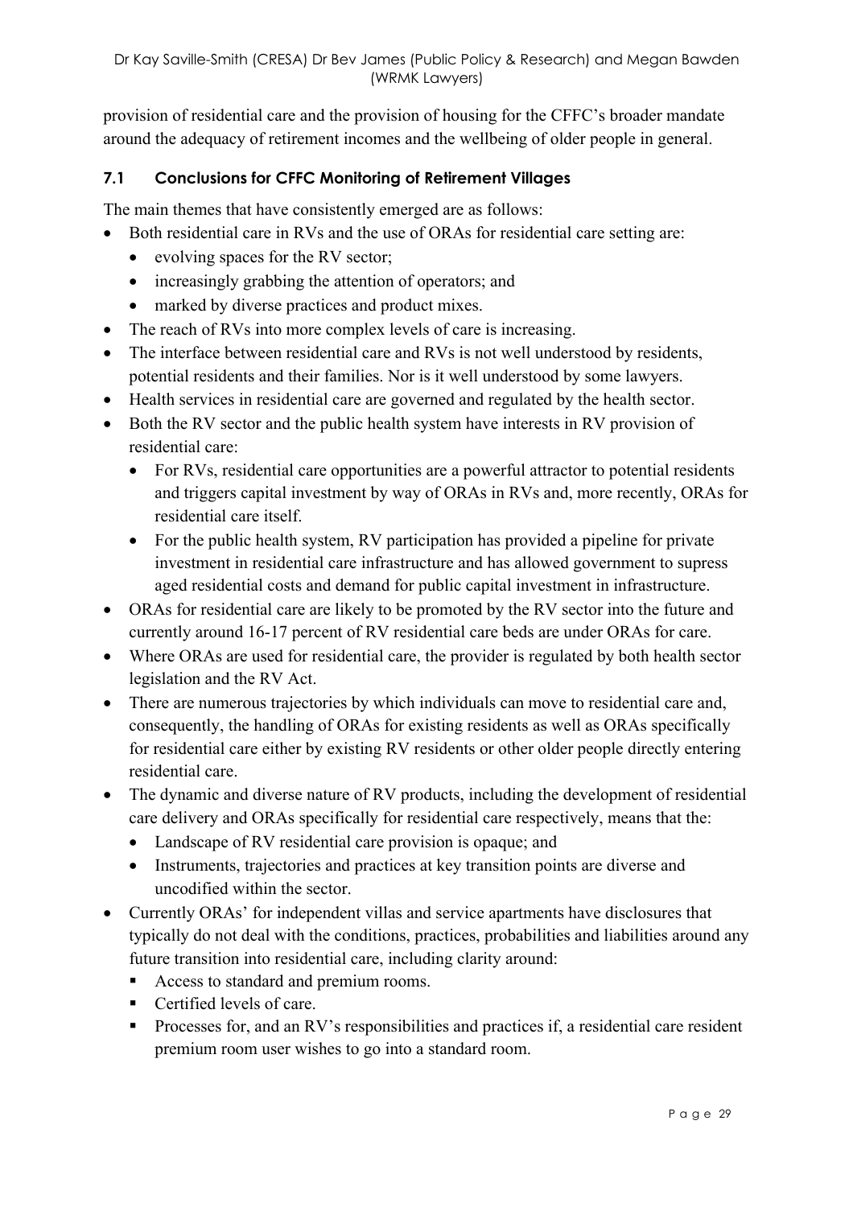provision of residential care and the provision of housing for the CFFC's broader mandate around the adequacy of retirement incomes and the wellbeing of older people in general.

### 7.1 Conclusions for CFFC Monitoring of Retirement Villages

The main themes that have consistently emerged are as follows:

- Both residential care in RVs and the use of ORAs for residential care setting are:
  - evolving spaces for the RV sector;
  - increasingly grabbing the attention of operators; and
  - marked by diverse practices and product mixes.
- The reach of RVs into more complex levels of care is increasing.
- The interface between residential care and RVs is not well understood by residents, potential residents and their families. Nor is it well understood by some lawyers.
- Health services in residential care are governed and regulated by the health sector.
- Both the RV sector and the public health system have interests in RV provision of residential care:
  - For RVs, residential care opportunities are a powerful attractor to potential residents and triggers capital investment by way of ORAs in RVs and, more recently, ORAs for residential care itself.
  - For the public health system, RV participation has provided a pipeline for private investment in residential care infrastructure and has allowed government to supress aged residential costs and demand for public capital investment in infrastructure.
- ORAs for residential care are likely to be promoted by the RV sector into the future and currently around 16-17 percent of RV residential care beds are under ORAs for care.
- Where ORAs are used for residential care, the provider is regulated by both health sector legislation and the RV Act.
- There are numerous trajectories by which individuals can move to residential care and, consequently, the handling of ORAs for existing residents as well as ORAs specifically for residential care either by existing RV residents or other older people directly entering residential care.
- The dynamic and diverse nature of RV products, including the development of residential care delivery and ORAs specifically for residential care respectively, means that the:
  - Landscape of RV residential care provision is opaque; and
  - Instruments, trajectories and practices at key transition points are diverse and uncodified within the sector.
- Currently ORAs' for independent villas and service apartments have disclosures that typically do not deal with the conditions, practices, probabilities and liabilities around any future transition into residential care, including clarity around:
  - Access to standard and premium rooms.
  - Certified levels of care.
  - Processes for, and an RV's responsibilities and practices if, a residential care resident premium room user wishes to go into a standard room.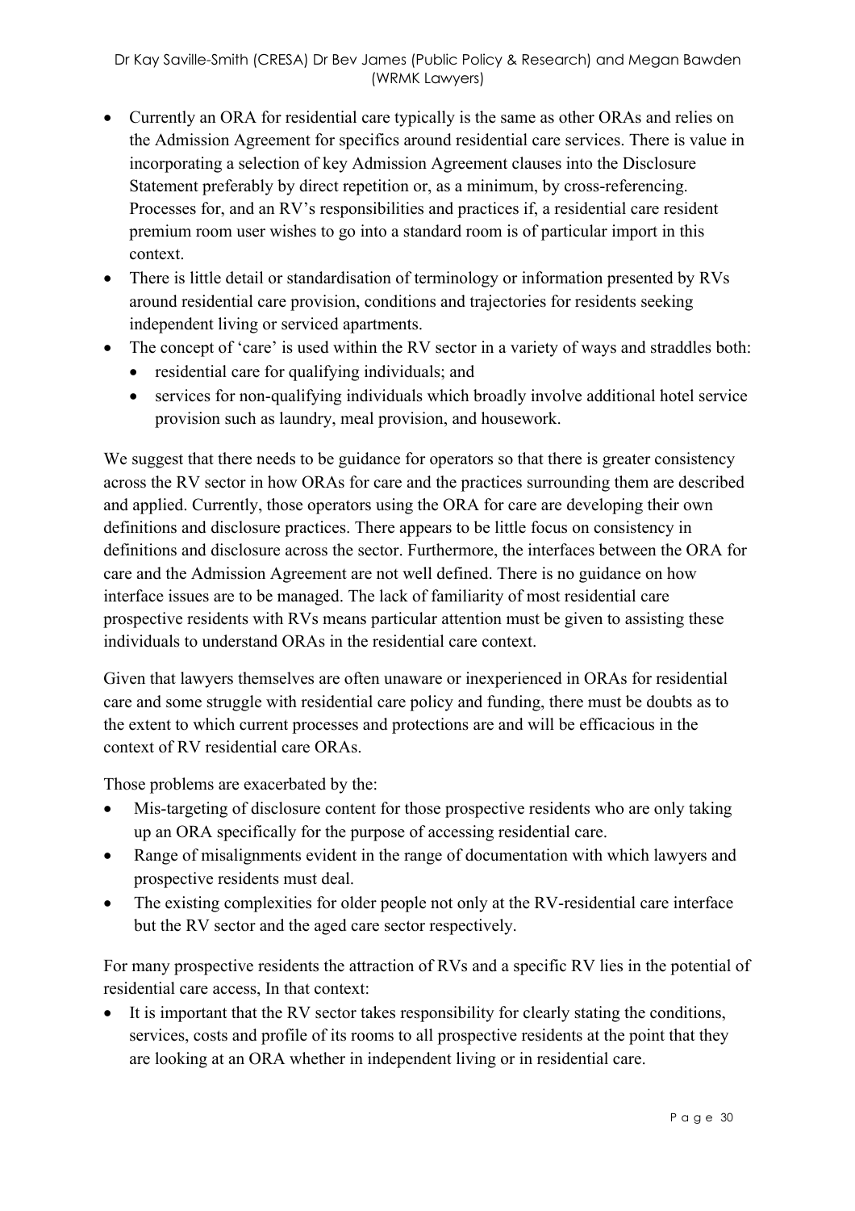- Currently an ORA for residential care typically is the same as other ORAs and relies on the Admission Agreement for specifics around residential care services. There is value in incorporating a selection of key Admission Agreement clauses into the Disclosure Statement preferably by direct repetition or, as a minimum, by cross-referencing. Processes for, and an RV's responsibilities and practices if, a residential care resident premium room user wishes to go into a standard room is of particular import in this context.
- There is little detail or standardisation of terminology or information presented by RVs around residential care provision, conditions and trajectories for residents seeking independent living or serviced apartments.
- The concept of 'care' is used within the RV sector in a variety of ways and straddles both:
  - residential care for qualifying individuals; and
  - services for non-qualifying individuals which broadly involve additional hotel service provision such as laundry, meal provision, and housework.

We suggest that there needs to be guidance for operators so that there is greater consistency across the RV sector in how ORAs for care and the practices surrounding them are described and applied. Currently, those operators using the ORA for care are developing their own definitions and disclosure practices. There appears to be little focus on consistency in definitions and disclosure across the sector. Furthermore, the interfaces between the ORA for care and the Admission Agreement are not well defined. There is no guidance on how interface issues are to be managed. The lack of familiarity of most residential care prospective residents with RVs means particular attention must be given to assisting these individuals to understand ORAs in the residential care context.

Given that lawyers themselves are often unaware or inexperienced in ORAs for residential care and some struggle with residential care policy and funding, there must be doubts as to the extent to which current processes and protections are and will be efficacious in the context of RV residential care ORAs.

Those problems are exacerbated by the:

- Mis-targeting of disclosure content for those prospective residents who are only taking up an ORA specifically for the purpose of accessing residential care.
- Range of misalignments evident in the range of documentation with which lawyers and prospective residents must deal.
- The existing complexities for older people not only at the RV-residential care interface but the RV sector and the aged care sector respectively.

For many prospective residents the attraction of RVs and a specific RV lies in the potential of residential care access, In that context:

- It is important that the RV sector takes responsibility for clearly stating the conditions, services, costs and profile of its rooms to all prospective residents at the point that they are looking at an ORA whether in independent living or in residential care.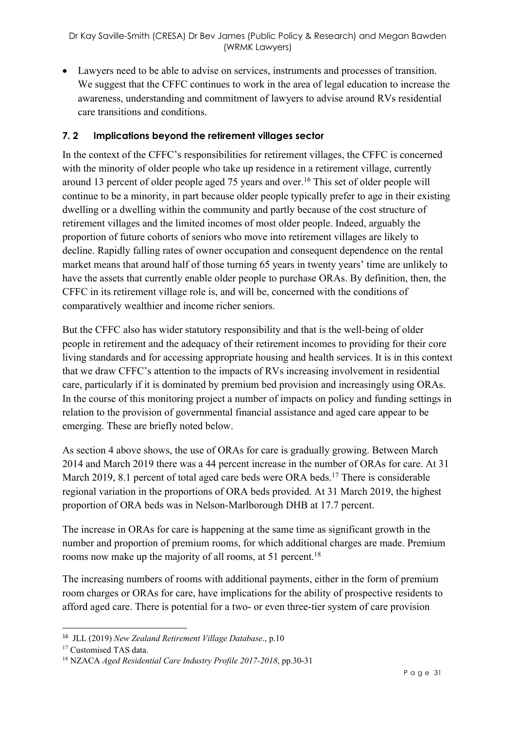- Lawyers need to be able to advise on services, instruments and processes of transition. We suggest that the CFFC continues to work in the area of legal education to increase the awareness, understanding and commitment of lawyers to advise around RVs residential care transitions and conditions.

## 7. 2 Implications beyond the retirement villages sector

In the context of the CFFC's responsibilities for retirement villages, the CFFC is concerned with the minority of older people who take up residence in a retirement village, currently around 13 percent of older people aged 75 years and over.[16] This set of older people will continue to be a minority, in part because older people typically prefer to age in their existing dwelling or a dwelling within the community and partly because of the cost structure of retirement villages and the limited incomes of most older people. Indeed, arguably the proportion of future cohorts of seniors who move into retirement villages are likely to decline. Rapidly falling rates of owner occupation and consequent dependence on the rental market means that around half of those turning 65 years in twenty years' time are unlikely to have the assets that currently enable older people to purchase ORAs. By definition, then, the CFFC in its retirement village role is, and will be, concerned with the conditions of comparatively wealthier and income richer seniors.

But the CFFC also has wider statutory responsibility and that is the well-being of older people in retirement and the adequacy of their retirement incomes to providing for their core living standards and for accessing appropriate housing and health services. It is in this context that we draw CFFC's attention to the impacts of RVs increasing involvement in residential care, particularly if it is dominated by premium bed provision and increasingly using ORAs. In the course of this monitoring project a number of impacts on policy and funding settings in relation to the provision of governmental financial assistance and aged care appear to be emerging. These are briefly noted below.

As section 4 above shows, the use of ORAs for care is gradually growing. Between March 2014 and March 2019 there was a 44 percent increase in the number of ORAs for care. At 31 March 2019, 8.1 percent of total aged care beds were ORA beds.[17] There is considerable regional variation in the proportions of ORA beds provided. At 31 March 2019, the highest proportion of ORA beds was in Nelson-Marlborough DHB at 17.7 percent.

The increase in ORAs for care is happening at the same time as significant growth in the number and proportion of premium rooms, for which additional charges are made. Premium rooms now make up the majority of all rooms, at 51 percent.[18]

The increasing numbers of rooms with additional payments, either in the form of premium room charges or ORAs for care, have implications for the ability of prospective residents to afford aged care. There is potential for a two- or even three-tier system of care provision

---

[16] JLL (2019) *New Zealand Retirement Village Database*., p.10

[17] Customised TAS data.

[18] NZACA *Aged Residential Care Industry Profile 2017-2018*, pp.30-31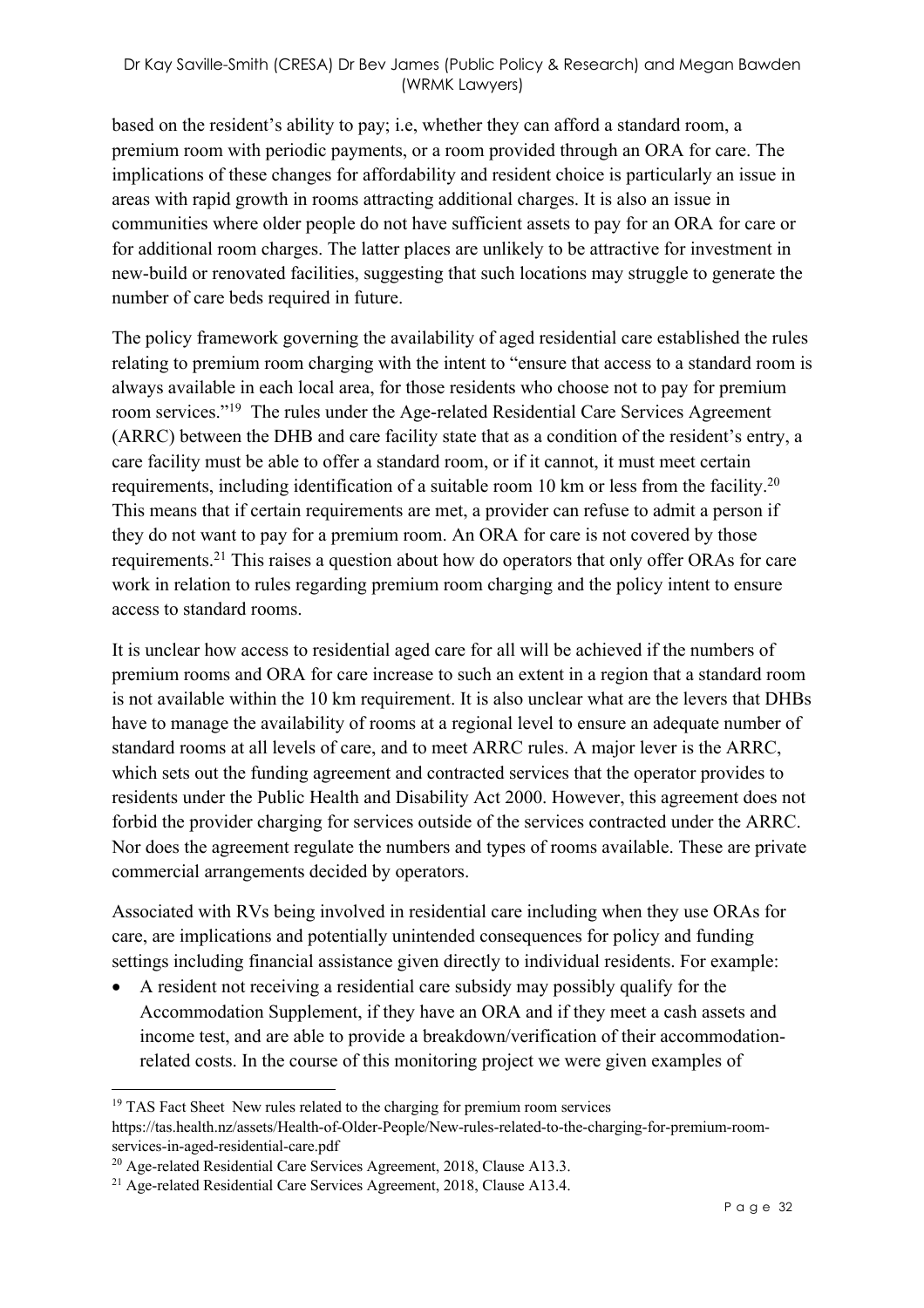based on the resident's ability to pay; i.e, whether they can afford a standard room, a premium room with periodic payments, or a room provided through an ORA for care. The implications of these changes for affordability and resident choice is particularly an issue in areas with rapid growth in rooms attracting additional charges. It is also an issue in communities where older people do not have sufficient assets to pay for an ORA for care or for additional room charges. The latter places are unlikely to be attractive for investment in new-build or renovated facilities, suggesting that such locations may struggle to generate the number of care beds required in future.

The policy framework governing the availability of aged residential care established the rules relating to premium room charging with the intent to "ensure that access to a standard room is always available in each local area, for those residents who choose not to pay for premium room services."[19] The rules under the Age-related Residential Care Services Agreement (ARRC) between the DHB and care facility state that as a condition of the resident's entry, a care facility must be able to offer a standard room, or if it cannot, it must meet certain requirements, including identification of a suitable room 10 km or less from the facility.[20] This means that if certain requirements are met, a provider can refuse to admit a person if they do not want to pay for a premium room. An ORA for care is not covered by those requirements.[21] This raises a question about how do operators that only offer ORAs for care work in relation to rules regarding premium room charging and the policy intent to ensure access to standard rooms.

It is unclear how access to residential aged care for all will be achieved if the numbers of premium rooms and ORA for care increase to such an extent in a region that a standard room is not available within the 10 km requirement. It is also unclear what are the levers that DHBs have to manage the availability of rooms at a regional level to ensure an adequate number of standard rooms at all levels of care, and to meet ARRC rules. A major lever is the ARRC, which sets out the funding agreement and contracted services that the operator provides to residents under the Public Health and Disability Act 2000. However, this agreement does not forbid the provider charging for services outside of the services contracted under the ARRC. Nor does the agreement regulate the numbers and types of rooms available. These are private commercial arrangements decided by operators.

Associated with RVs being involved in residential care including when they use ORAs for care, are implications and potentially unintended consequences for policy and funding settings including financial assistance given directly to individual residents. For example:

- A resident not receiving a residential care subsidy may possibly qualify for the Accommodation Supplement, if they have an ORA and if they meet a cash assets and income test, and are able to provide a breakdown/verification of their accommodation-related costs. In the course of this monitoring project we were given examples of

---

[19] TAS Fact Sheet New rules related to the charging for premium room services https://tas.health.nz/assets/Health-of-Older-People/New-rules-related-to-the-charging-for-premium-room-services-in-aged-residential-care.pdf

[20] Age-related Residential Care Services Agreement, 2018, Clause A13.3.

[21] Age-related Residential Care Services Agreement, 2018, Clause A13.4.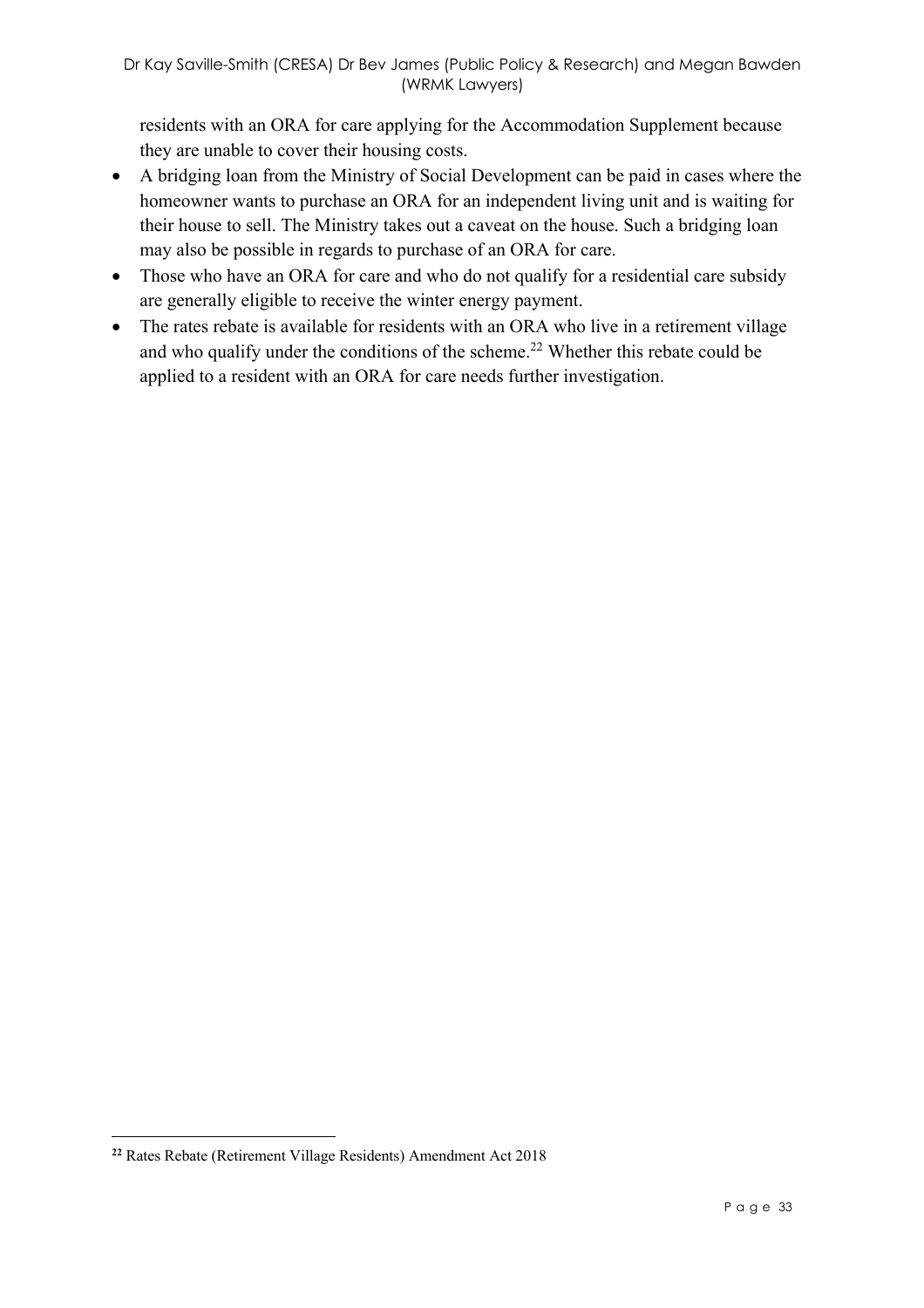residents with an ORA for care applying for the Accommodation Supplement because they are unable to cover their housing costs.

- A bridging loan from the Ministry of Social Development can be paid in cases where the homeowner wants to purchase an ORA for an independent living unit and is waiting for their house to sell. The Ministry takes out a caveat on the house. Such a bridging loan may also be possible in regards to purchase of an ORA for care.
- Those who have an ORA for care and who do not qualify for a residential care subsidy are generally eligible to receive the winter energy payment.
- The rates rebate is available for residents with an ORA who live in a retirement village and who qualify under the conditions of the scheme.[22] Whether this rebate could be applied to a resident with an ORA for care needs further investigation.

[22] Rates Rebate (Retirement Village Residents) Amendment Act 2018